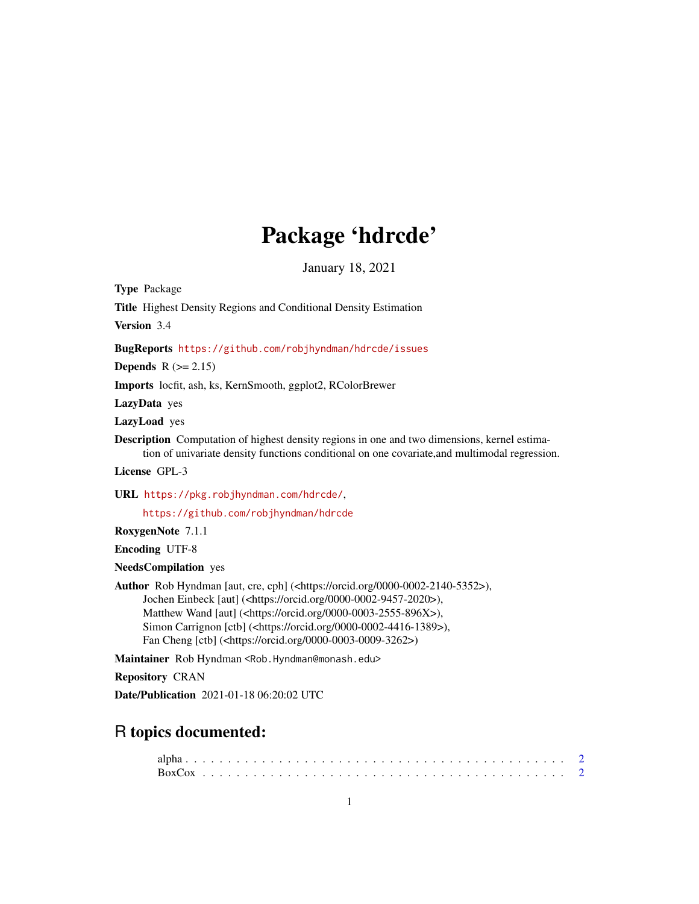# Package 'hdrcde'

January 18, 2021

**Type** Package

**Title** Highest Density Regions and Conditional Density Estimation

**Version** 3.4

**BugReports** https://github.com/robjhyndman/hdrcde/issues

**Depends** R (>= 2.15)

**Imports** locfit, ash, ks, KernSmooth, ggplot2, RColorBrewer

**LazyData** yes

**LazyLoad** yes

**Description** Computation of highest density regions in one and two dimensions, kernel estimation of univariate density functions conditional on one covariate,and multimodal regression.

**License** GPL-3

**URL** https://pkg.robjhyndman.com/hdrcde/,
https://github.com/robjhyndman/hdrcde

**RoxygenNote** 7.1.1

**Encoding** UTF-8

**NeedsCompilation** yes

**Author** Rob Hyndman [aut, cre, cph] (<https://orcid.org/0000-0002-2140-5352>),
Jochen Einbeck [aut] (<https://orcid.org/0000-0002-9457-2020>),
Matthew Wand [aut] (<https://orcid.org/0000-0003-2555-896X>),
Simon Carrignon [ctb] (<https://orcid.org/0000-0002-4416-1389>),
Fan Cheng [ctb] (<https://orcid.org/0000-0003-0009-3262>)

**Maintainer** Rob Hyndman <Rob.Hyndman@monash.edu>

**Repository** CRAN

**Date/Publication** 2021-01-18 06:20:02 UTC

## R topics documented:

alpha . . . . . . . . . . . . . . . . . . . . . . . . . . . . . . . . . . . . . . . . . . 2
BoxCox . . . . . . . . . . . . . . . . . . . . . . . . . . . . . . . . . . . . . . . . . . 2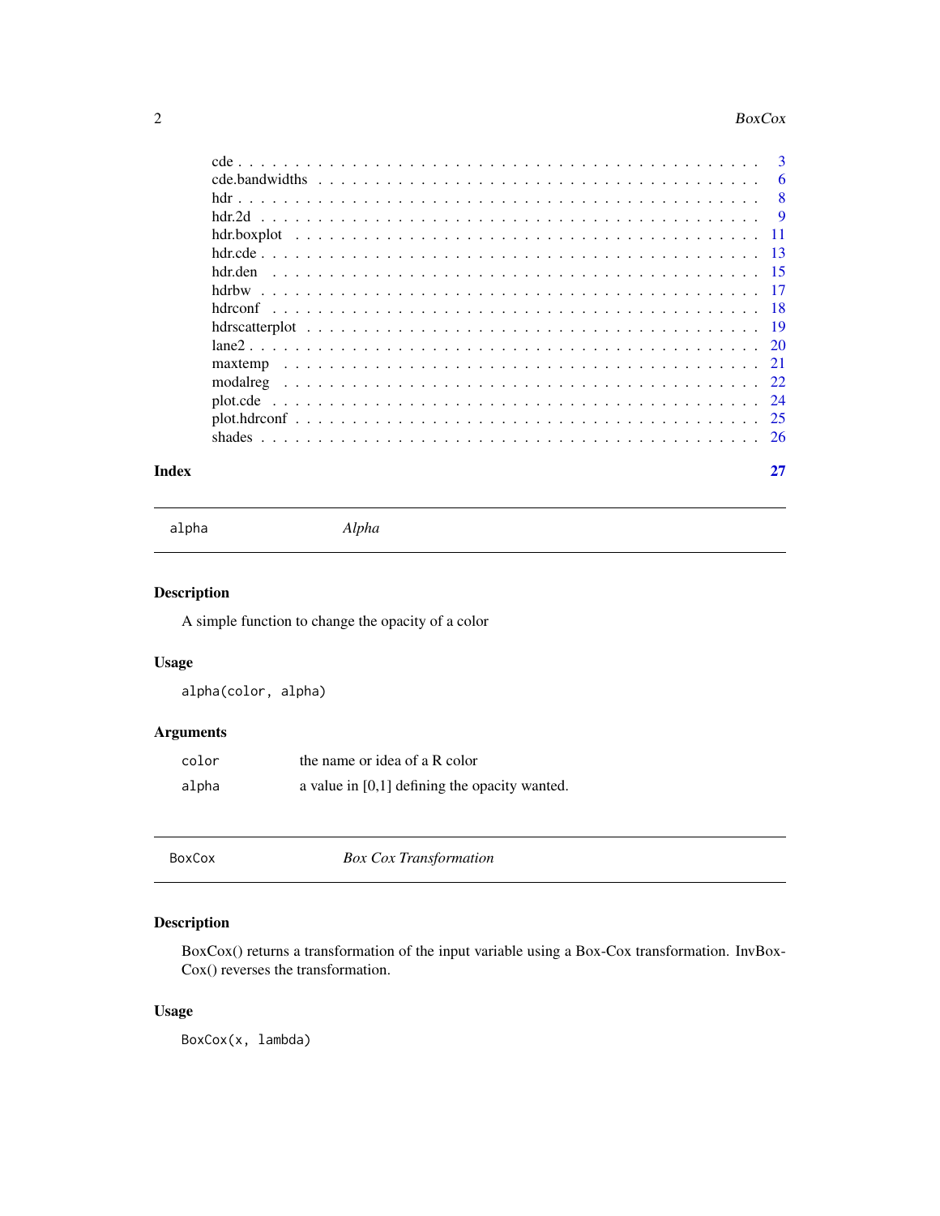| | |
|---|---|
| cde | 3 |
| cde.bandwidths | 6 |
| hdr | 8 |
| hdr.2d | 9 |
| hdr.boxplot | 11 |
| hdr.cde | 13 |
| hdr.den | 15 |
| hdrbw | 17 |
| hdrconf | 18 |
| hdrscatterplot | 19 |
| lane2 | 20 |
| maxtemp | 21 |
| modalreg | 22 |
| plot.cde | 24 |
| plot.hdrconf | 25 |
| shades | 26 |

**Index** **27**

---

`alpha` *Alpha*

---

### Description

A simple function to change the opacity of a color

### Usage

```
alpha(color, alpha)
```

### Arguments

| | |
|---|---|
| `color` | the name or idea of a R color |
| `alpha` | a value in [0,1] defining the opacity wanted. |

---

`BoxCox` *Box Cox Transformation*

---

### Description

BoxCox() returns a transformation of the input variable using a Box-Cox transformation. InvBoxCox() reverses the transformation.

### Usage

```
BoxCox(x, lambda)
```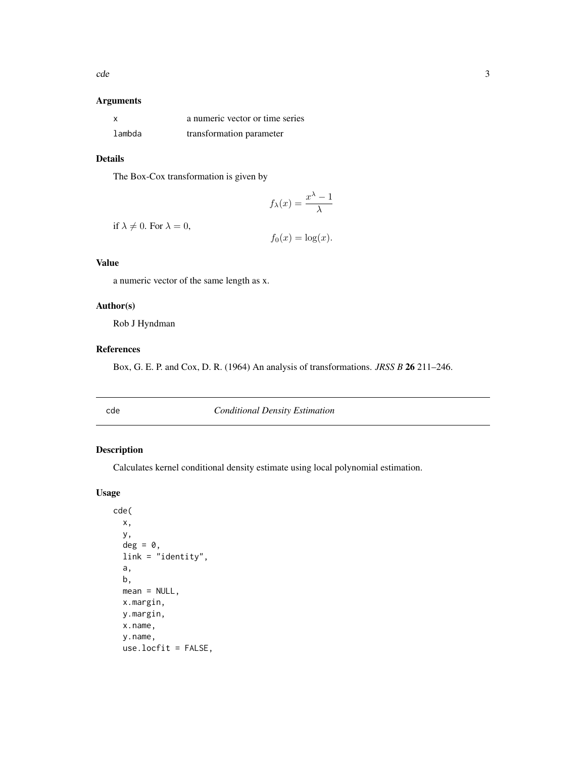### Arguments

| | |
|---|---|
| x | a numeric vector or time series |
| lambda | transformation parameter |

### Details

The Box-Cox transformation is given by

$$f_\lambda(x) = \frac{x^\lambda - 1}{\lambda}$$

if $\lambda \neq 0$. For $\lambda = 0$,

$$f_0(x) = \log(x).$$

### Value

a numeric vector of the same length as x.

### Author(s)

Rob J Hyndman

### References

Box, G. E. P. and Cox, D. R. (1964) An analysis of transformations. *JRSS B* **26** 211–246.

---

## cde — *Conditional Density Estimation*

### Description

Calculates kernel conditional density estimate using local polynomial estimation.

### Usage

```
cde(
  x,
  y,
  deg = 0,
  link = "identity",
  a,
  b,
  mean = NULL,
  x.margin,
  y.margin,
  x.name,
  y.name,
  use.locfit = FALSE,
```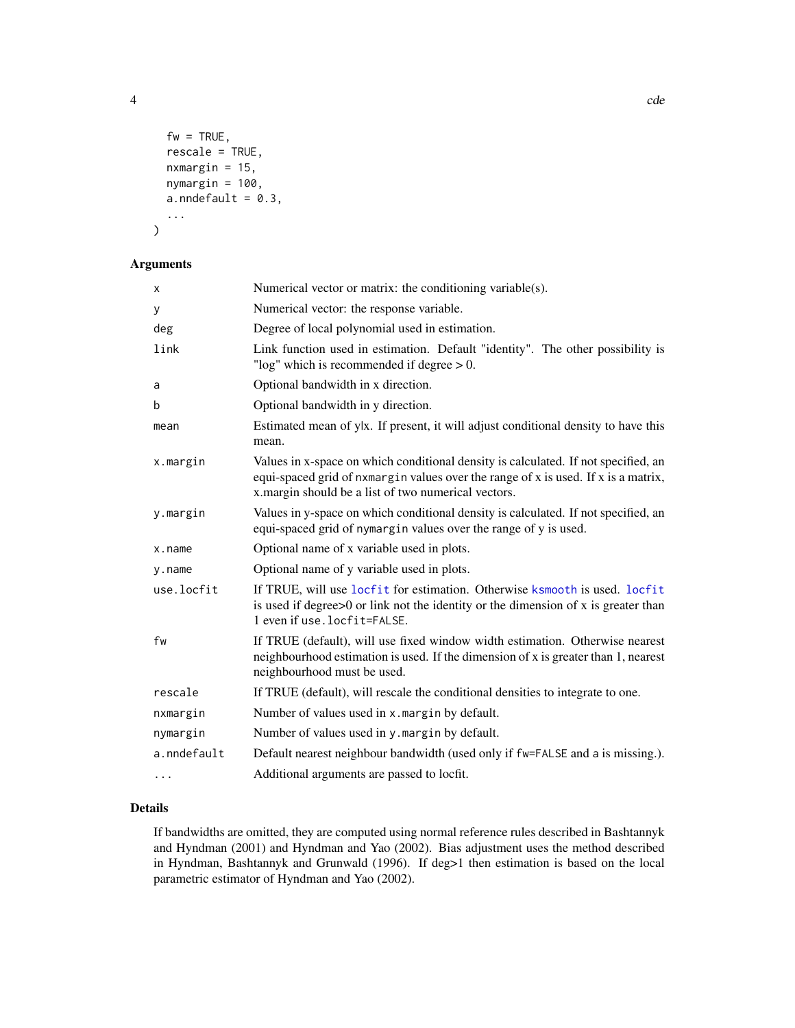```
  fw = TRUE,
  rescale = TRUE,
  nxmargin = 15,
  nymargin = 100,
  a.nndefault = 0.3,
  ...
)
```

## Arguments

| | |
|---|---|
| `x` | Numerical vector or matrix: the conditioning variable(s). |
| `y` | Numerical vector: the response variable. |
| `deg` | Degree of local polynomial used in estimation. |
| `link` | Link function used in estimation. Default "identity". The other possibility is "log" which is recommended if degree > 0. |
| `a` | Optional bandwidth in x direction. |
| `b` | Optional bandwidth in y direction. |
| `mean` | Estimated mean of y\|x. If present, it will adjust conditional density to have this mean. |
| `x.margin` | Values in x-space on which conditional density is calculated. If not specified, an equi-spaced grid of `nxmargin` values over the range of x is used. If x is a matrix, x.margin should be a list of two numerical vectors. |
| `y.margin` | Values in y-space on which conditional density is calculated. If not specified, an equi-spaced grid of `nymargin` values over the range of y is used. |
| `x.name` | Optional name of x variable used in plots. |
| `y.name` | Optional name of y variable used in plots. |
| `use.locfit` | If TRUE, will use `locfit` for estimation. Otherwise `ksmooth` is used. `locfit` is used if degree>0 or link not the identity or the dimension of x is greater than 1 even if `use.locfit=FALSE`. |
| `fw` | If TRUE (default), will use fixed window width estimation. Otherwise nearest neighbourhood estimation is used. If the dimension of x is greater than 1, nearest neighbourhood must be used. |
| `rescale` | If TRUE (default), will rescale the conditional densities to integrate to one. |
| `nxmargin` | Number of values used in `x.margin` by default. |
| `nymargin` | Number of values used in `y.margin` by default. |
| `a.nndefault` | Default nearest neighbour bandwidth (used only if `fw=FALSE` and a is missing.). |
| `...` | Additional arguments are passed to locfit. |

## Details

If bandwidths are omitted, they are computed using normal reference rules described in Bashtannyk and Hyndman (2001) and Hyndman and Yao (2002). Bias adjustment uses the method described in Hyndman, Bashtannyk and Grunwald (1996). If deg>1 then estimation is based on the local parametric estimator of Hyndman and Yao (2002).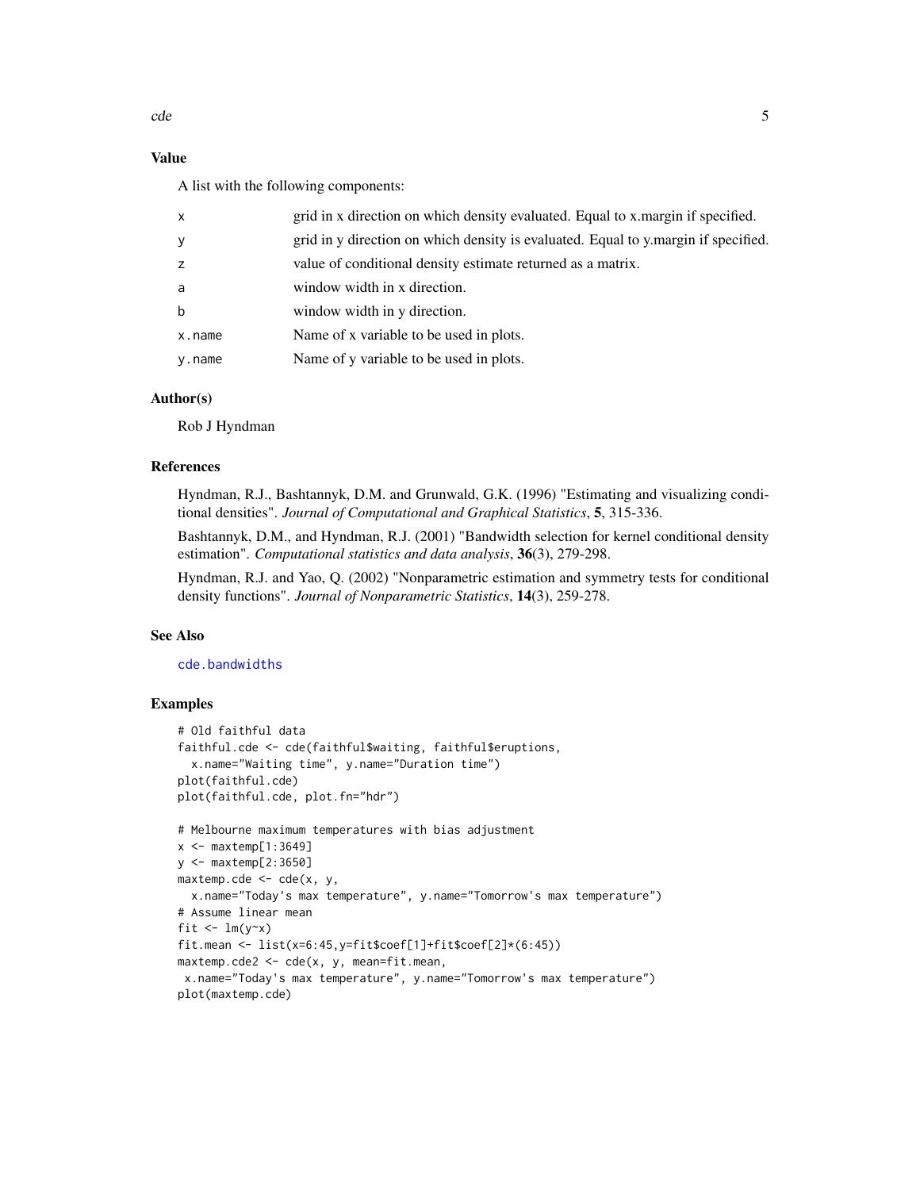## Value

A list with the following components:

| | |
|---|---|
| x | grid in x direction on which density evaluated. Equal to x.margin if specified. |
| y | grid in y direction on which density is evaluated. Equal to y.margin if specified. |
| z | value of conditional density estimate returned as a matrix. |
| a | window width in x direction. |
| b | window width in y direction. |
| x.name | Name of x variable to be used in plots. |
| y.name | Name of y variable to be used in plots. |

## Author(s)

Rob J Hyndman

## References

Hyndman, R.J., Bashtannyk, D.M. and Grunwald, G.K. (1996) "Estimating and visualizing conditional densities". *Journal of Computational and Graphical Statistics*, **5**, 315-336.

Bashtannyk, D.M., and Hyndman, R.J. (2001) "Bandwidth selection for kernel conditional density estimation". *Computational statistics and data analysis*, **36**(3), 279-298.

Hyndman, R.J. and Yao, Q. (2002) "Nonparametric estimation and symmetry tests for conditional density functions". *Journal of Nonparametric Statistics*, **14**(3), 259-278.

## See Also

cde.bandwidths

## Examples

```
# Old faithful data
faithful.cde <- cde(faithful$waiting, faithful$eruptions,
  x.name="Waiting time", y.name="Duration time")
plot(faithful.cde)
plot(faithful.cde, plot.fn="hdr")

# Melbourne maximum temperatures with bias adjustment
x <- maxtemp[1:3649]
y <- maxtemp[2:3650]
maxtemp.cde <- cde(x, y,
  x.name="Today's max temperature", y.name="Tomorrow's max temperature")
# Assume linear mean
fit <- lm(y~x)
fit.mean <- list(x=6:45,y=fit$coef[1]+fit$coef[2]*(6:45))
maxtemp.cde2 <- cde(x, y, mean=fit.mean,
 x.name="Today's max temperature", y.name="Tomorrow's max temperature")
plot(maxtemp.cde)
```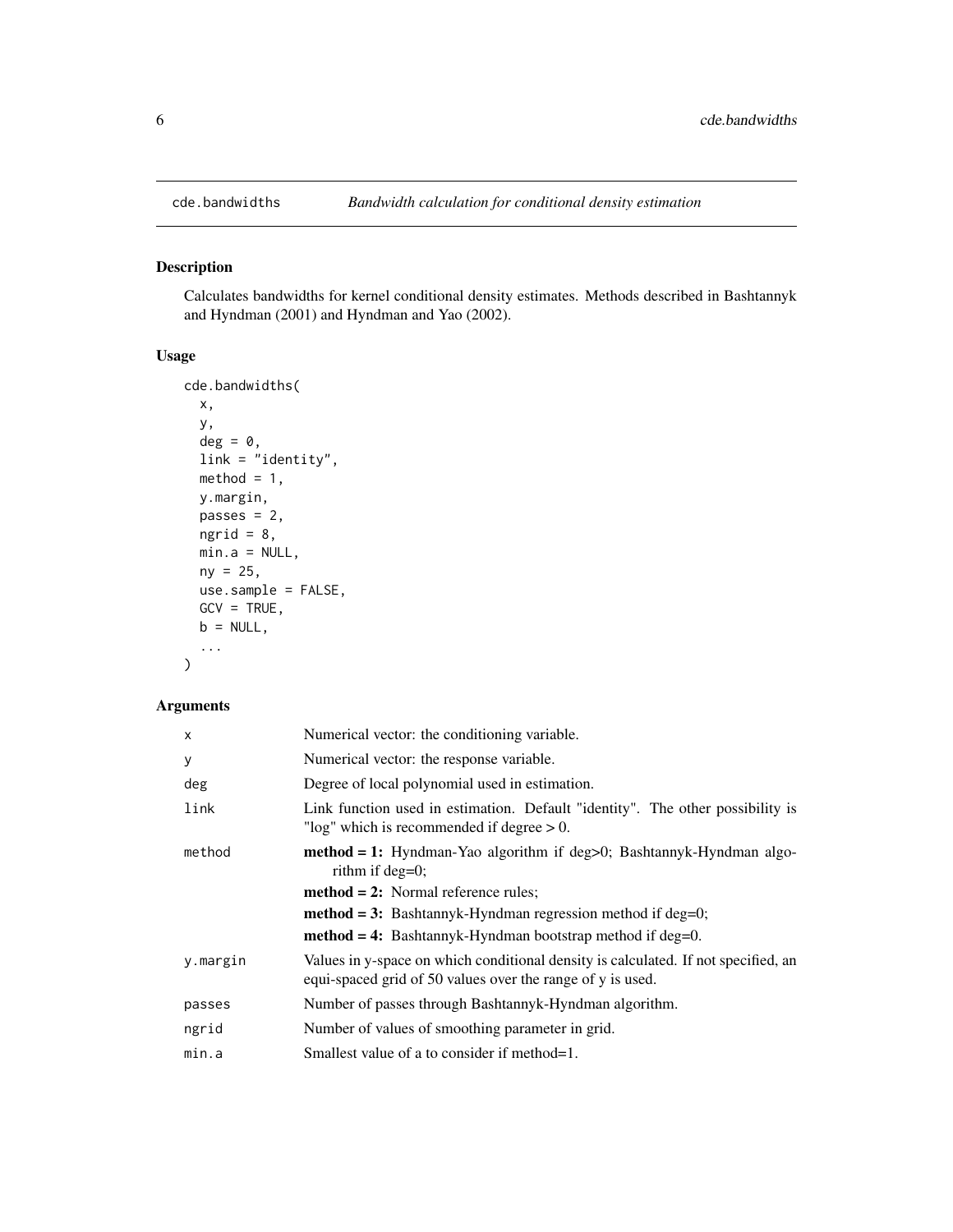## cde.bandwidths — *Bandwidth calculation for conditional density estimation*

### Description

Calculates bandwidths for kernel conditional density estimates. Methods described in Bashtannyk and Hyndman (2001) and Hyndman and Yao (2002).

### Usage

```
cde.bandwidths(
  x,
  y,
  deg = 0,
  link = "identity",
  method = 1,
  y.margin,
  passes = 2,
  ngrid = 8,
  min.a = NULL,
  ny = 25,
  use.sample = FALSE,
  GCV = TRUE,
  b = NULL,
  ...
)
```

### Arguments

| | |
|---|---|
| `x` | Numerical vector: the conditioning variable. |
| `y` | Numerical vector: the response variable. |
| `deg` | Degree of local polynomial used in estimation. |
| `link` | Link function used in estimation. Default "identity". The other possibility is "log" which is recommended if degree > 0. |
| `method` | **method = 1:** Hyndman-Yao algorithm if deg>0; Bashtannyk-Hyndman algorithm if deg=0;<br>**method = 2:** Normal reference rules;<br>**method = 3:** Bashtannyk-Hyndman regression method if deg=0;<br>**method = 4:** Bashtannyk-Hyndman bootstrap method if deg=0. |
| `y.margin` | Values in y-space on which conditional density is calculated. If not specified, an equi-spaced grid of 50 values over the range of y is used. |
| `passes` | Number of passes through Bashtannyk-Hyndman algorithm. |
| `ngrid` | Number of values of smoothing parameter in grid. |
| `min.a` | Smallest value of a to consider if method=1. |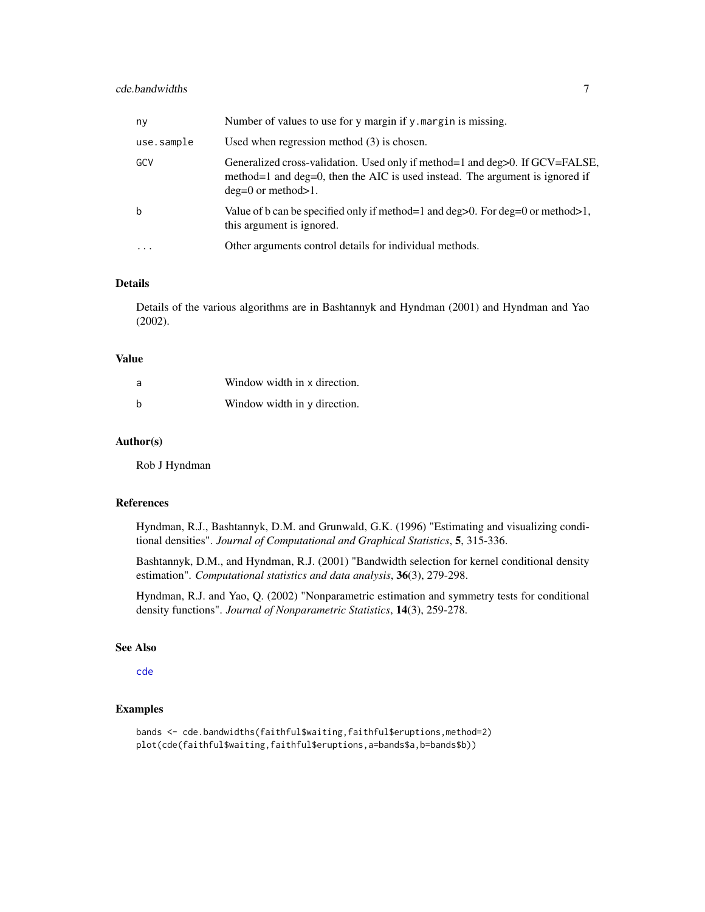| | |
|---|---|
| ny | Number of values to use for y margin if y.margin is missing. |
| use.sample | Used when regression method (3) is chosen. |
| GCV | Generalized cross-validation. Used only if method=1 and deg>0. If GCV=FALSE, method=1 and deg=0, then the AIC is used instead. The argument is ignored if deg=0 or method>1. |
| b | Value of b can be specified only if method=1 and deg>0. For deg=0 or method>1, this argument is ignored. |
| ... | Other arguments control details for individual methods. |

## Details

Details of the various algorithms are in Bashtannyk and Hyndman (2001) and Hyndman and Yao (2002).

## Value

| | |
|---|---|
| a | Window width in x direction. |
| b | Window width in y direction. |

## Author(s)

Rob J Hyndman

## References

Hyndman, R.J., Bashtannyk, D.M. and Grunwald, G.K. (1996) "Estimating and visualizing conditional densities". *Journal of Computational and Graphical Statistics*, **5**, 315-336.

Bashtannyk, D.M., and Hyndman, R.J. (2001) "Bandwidth selection for kernel conditional density estimation". *Computational statistics and data analysis*, **36**(3), 279-298.

Hyndman, R.J. and Yao, Q. (2002) "Nonparametric estimation and symmetry tests for conditional density functions". *Journal of Nonparametric Statistics*, **14**(3), 259-278.

## See Also

cde

## Examples

```
bands <- cde.bandwidths(faithful$waiting,faithful$eruptions,method=2)
plot(cde(faithful$waiting,faithful$eruptions,a=bands$a,b=bands$b))
```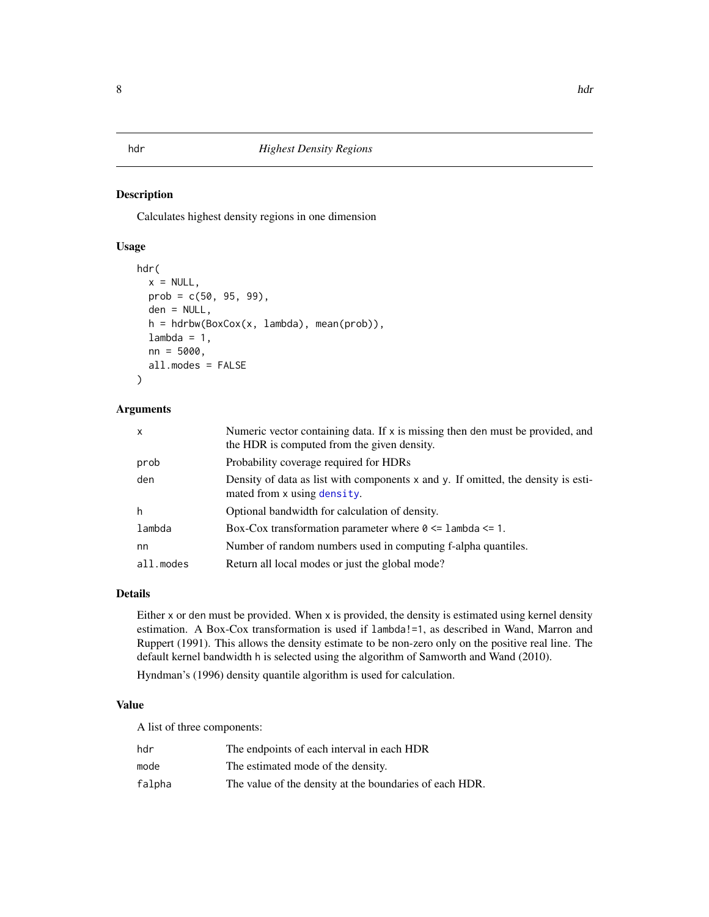# hdr — *Highest Density Regions*

## Description

Calculates highest density regions in one dimension

## Usage

```
hdr(
  x = NULL,
  prob = c(50, 95, 99),
  den = NULL,
  h = hdrbw(BoxCox(x, lambda), mean(prob)),
  lambda = 1,
  nn = 5000,
  all.modes = FALSE
)
```

## Arguments

| | |
|---|---|
| `x` | Numeric vector containing data. If `x` is missing then `den` must be provided, and the HDR is computed from the given density. |
| `prob` | Probability coverage required for HDRs |
| `den` | Density of data as list with components `x` and `y`. If omitted, the density is estimated from `x` using `density`. |
| `h` | Optional bandwidth for calculation of density. |
| `lambda` | Box-Cox transformation parameter where `0 <= lambda <= 1`. |
| `nn` | Number of random numbers used in computing f-alpha quantiles. |
| `all.modes` | Return all local modes or just the global mode? |

## Details

Either `x` or `den` must be provided. When `x` is provided, the density is estimated using kernel density estimation. A Box-Cox transformation is used if `lambda!=1`, as described in Wand, Marron and Ruppert (1991). This allows the density estimate to be non-zero only on the positive real line. The default kernel bandwidth `h` is selected using the algorithm of Samworth and Wand (2010).

Hyndman's (1996) density quantile algorithm is used for calculation.

## Value

A list of three components:

| | |
|---|---|
| `hdr` | The endpoints of each interval in each HDR |
| `mode` | The estimated mode of the density. |
| `falpha` | The value of the density at the boundaries of each HDR. |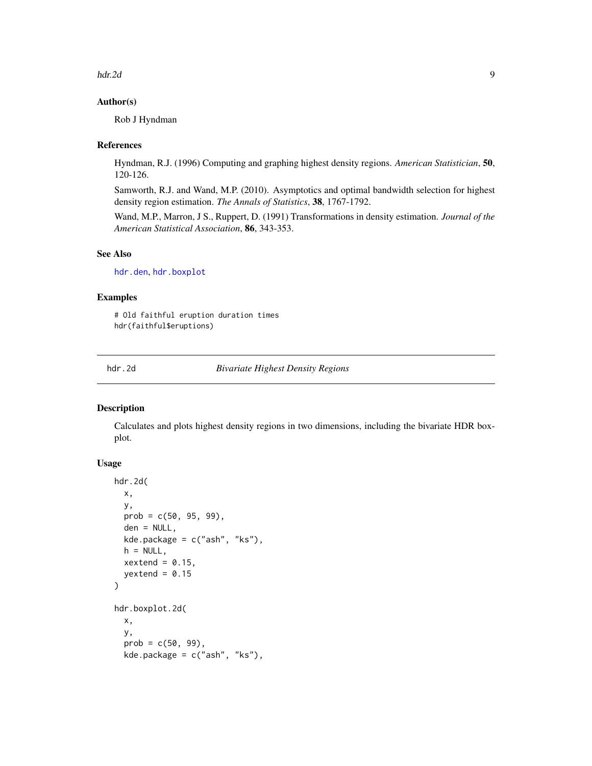## Author(s)

Rob J Hyndman

## References

Hyndman, R.J. (1996) Computing and graphing highest density regions. *American Statistician*, **50**, 120-126.

Samworth, R.J. and Wand, M.P. (2010). Asymptotics and optimal bandwidth selection for highest density region estimation. *The Annals of Statistics*, **38**, 1767-1792.

Wand, M.P., Marron, J S., Ruppert, D. (1991) Transformations in density estimation. *Journal of the American Statistical Association*, **86**, 343-353.

## See Also

`hdr.den`, `hdr.boxplot`

## Examples

```
# Old faithful eruption duration times
hdr(faithful$eruptions)
```

---

# hdr.2d — *Bivariate Highest Density Regions*

## Description

Calculates and plots highest density regions in two dimensions, including the bivariate HDR boxplot.

## Usage

```
hdr.2d(
  x,
  y,
  prob = c(50, 95, 99),
  den = NULL,
  kde.package = c("ash", "ks"),
  h = NULL,
  xextend = 0.15,
  yextend = 0.15
)

hdr.boxplot.2d(
  x,
  y,
  prob = c(50, 99),
  kde.package = c("ash", "ks"),
```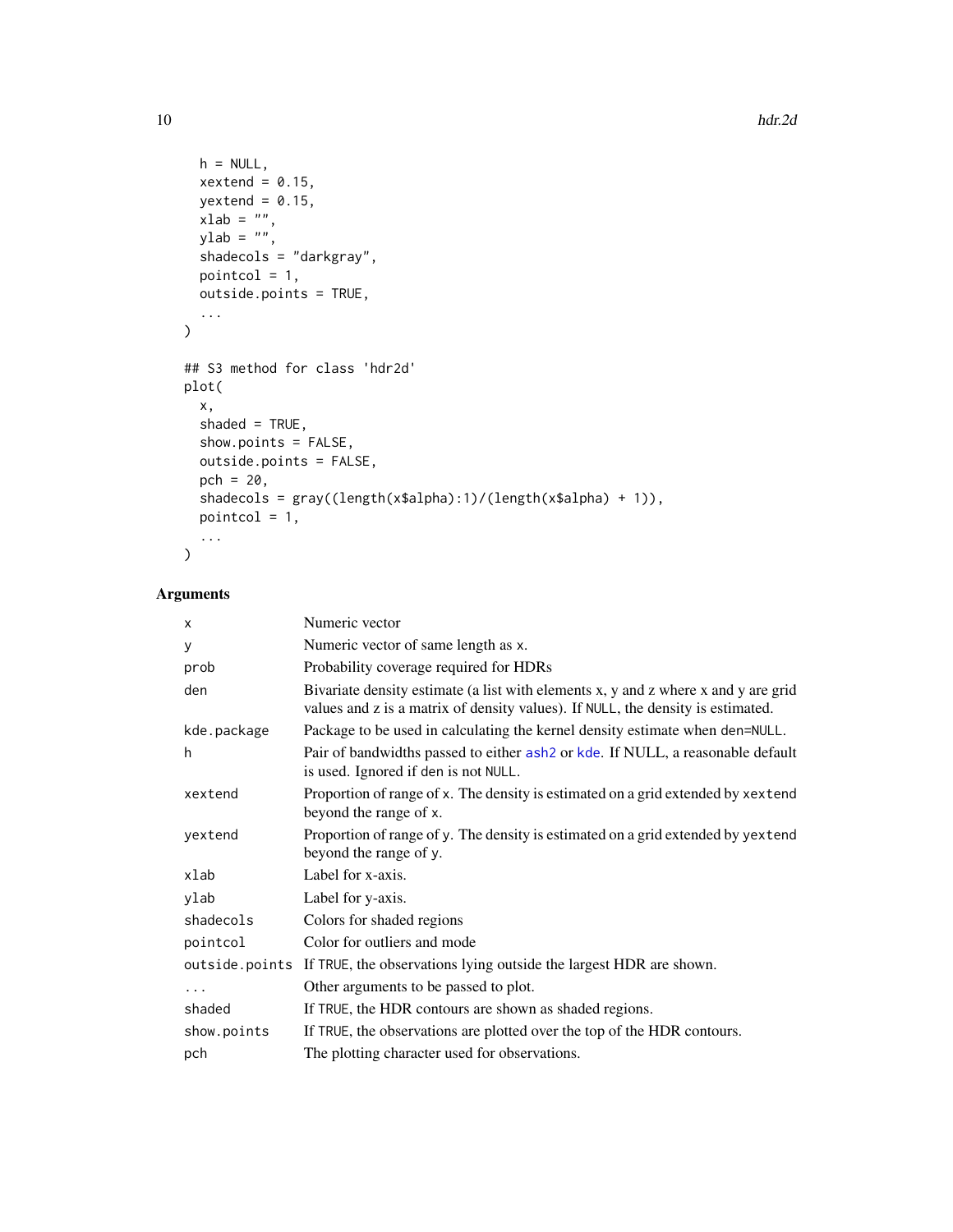```
  h = NULL,
  xextend = 0.15,
  yextend = 0.15,
  xlab = "",
  ylab = "",
  shadecols = "darkgray",
  pointcol = 1,
  outside.points = TRUE,
  ...
)

## S3 method for class 'hdr2d'
plot(
  x,
  shaded = TRUE,
  show.points = FALSE,
  outside.points = FALSE,
  pch = 20,
  shadecols = gray((length(x$alpha):1)/(length(x$alpha) + 1)),
  pointcol = 1,
  ...
)
```

## Arguments

| | |
|---|---|
| `x` | Numeric vector |
| `y` | Numeric vector of same length as x. |
| `prob` | Probability coverage required for HDRs |
| `den` | Bivariate density estimate (a list with elements x, y and z where x and y are grid values and z is a matrix of density values). If NULL, the density is estimated. |
| `kde.package` | Package to be used in calculating the kernel density estimate when den=NULL. |
| `h` | Pair of bandwidths passed to either ash2 or kde. If NULL, a reasonable default is used. Ignored if den is not NULL. |
| `xextend` | Proportion of range of x. The density is estimated on a grid extended by xextend beyond the range of x. |
| `yextend` | Proportion of range of y. The density is estimated on a grid extended by yextend beyond the range of y. |
| `xlab` | Label for x-axis. |
| `ylab` | Label for y-axis. |
| `shadecols` | Colors for shaded regions |
| `pointcol` | Color for outliers and mode |
| `outside.points` | If TRUE, the observations lying outside the largest HDR are shown. |
| `...` | Other arguments to be passed to plot. |
| `shaded` | If TRUE, the HDR contours are shown as shaded regions. |
| `show.points` | If TRUE, the observations are plotted over the top of the HDR contours. |
| `pch` | The plotting character used for observations. |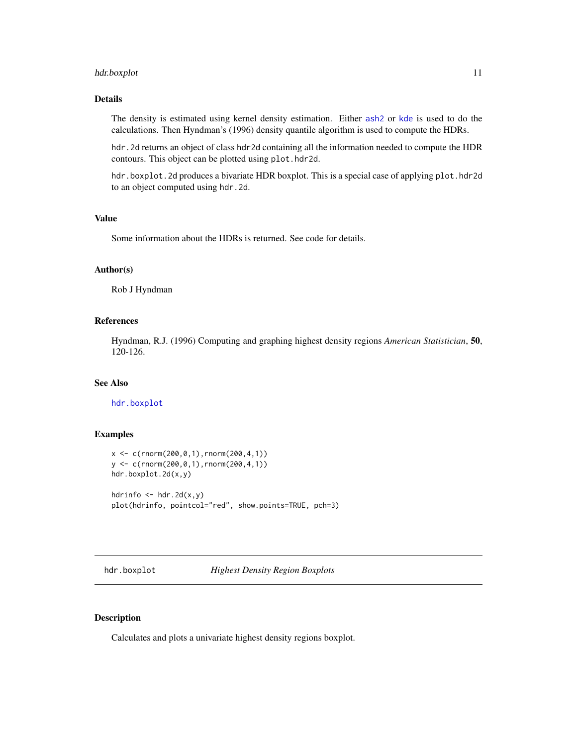### Details

The density is estimated using kernel density estimation. Either `ash2` or `kde` is used to do the calculations. Then Hyndman's (1996) density quantile algorithm is used to compute the HDRs.

`hdr.2d` returns an object of class `hdr2d` containing all the information needed to compute the HDR contours. This object can be plotted using `plot.hdr2d`.

`hdr.boxplot.2d` produces a bivariate HDR boxplot. This is a special case of applying `plot.hdr2d` to an object computed using `hdr.2d`.

### Value

Some information about the HDRs is returned. See code for details.

### Author(s)

Rob J Hyndman

### References

Hyndman, R.J. (1996) Computing and graphing highest density regions *American Statistician*, **50**, 120-126.

### See Also

`hdr.boxplot`

### Examples

```
x <- c(rnorm(200,0,1),rnorm(200,4,1))
y <- c(rnorm(200,0,1),rnorm(200,4,1))
hdr.boxplot.2d(x,y)

hdrinfo <- hdr.2d(x,y)
plot(hdrinfo, pointcol="red", show.points=TRUE, pch=3)
```

---

## hdr.boxplot — *Highest Density Region Boxplots*

---

### Description

Calculates and plots a univariate highest density regions boxplot.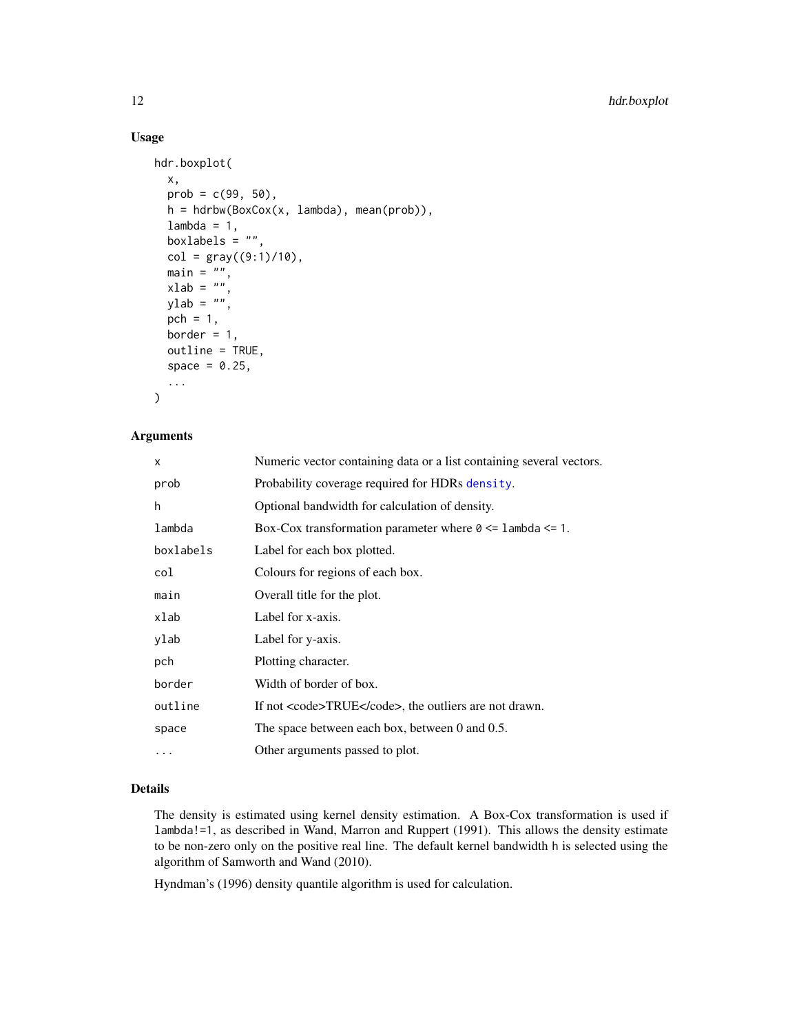## Usage

```
hdr.boxplot(
  x,
  prob = c(99, 50),
  h = hdrbw(BoxCox(x, lambda), mean(prob)),
  lambda = 1,
  boxlabels = "",
  col = gray((9:1)/10),
  main = "",
  xlab = "",
  ylab = "",
  pch = 1,
  border = 1,
  outline = TRUE,
  space = 0.25,
  ...
)
```

## Arguments

| | |
|---|---|
| x | Numeric vector containing data or a list containing several vectors. |
| prob | Probability coverage required for HDRs `density`. |
| h | Optional bandwidth for calculation of density. |
| lambda | Box-Cox transformation parameter where `0 <= lambda <= 1`. |
| boxlabels | Label for each box plotted. |
| col | Colours for regions of each box. |
| main | Overall title for the plot. |
| xlab | Label for x-axis. |
| ylab | Label for y-axis. |
| pch | Plotting character. |
| border | Width of border of box. |
| outline | If not <code>TRUE</code>, the outliers are not drawn. |
| space | The space between each box, between 0 and 0.5. |
| ... | Other arguments passed to plot. |

## Details

The density is estimated using kernel density estimation. A Box-Cox transformation is used if `lambda!=1`, as described in Wand, Marron and Ruppert (1991). This allows the density estimate to be non-zero only on the positive real line. The default kernel bandwidth `h` is selected using the algorithm of Samworth and Wand (2010).

Hyndman's (1996) density quantile algorithm is used for calculation.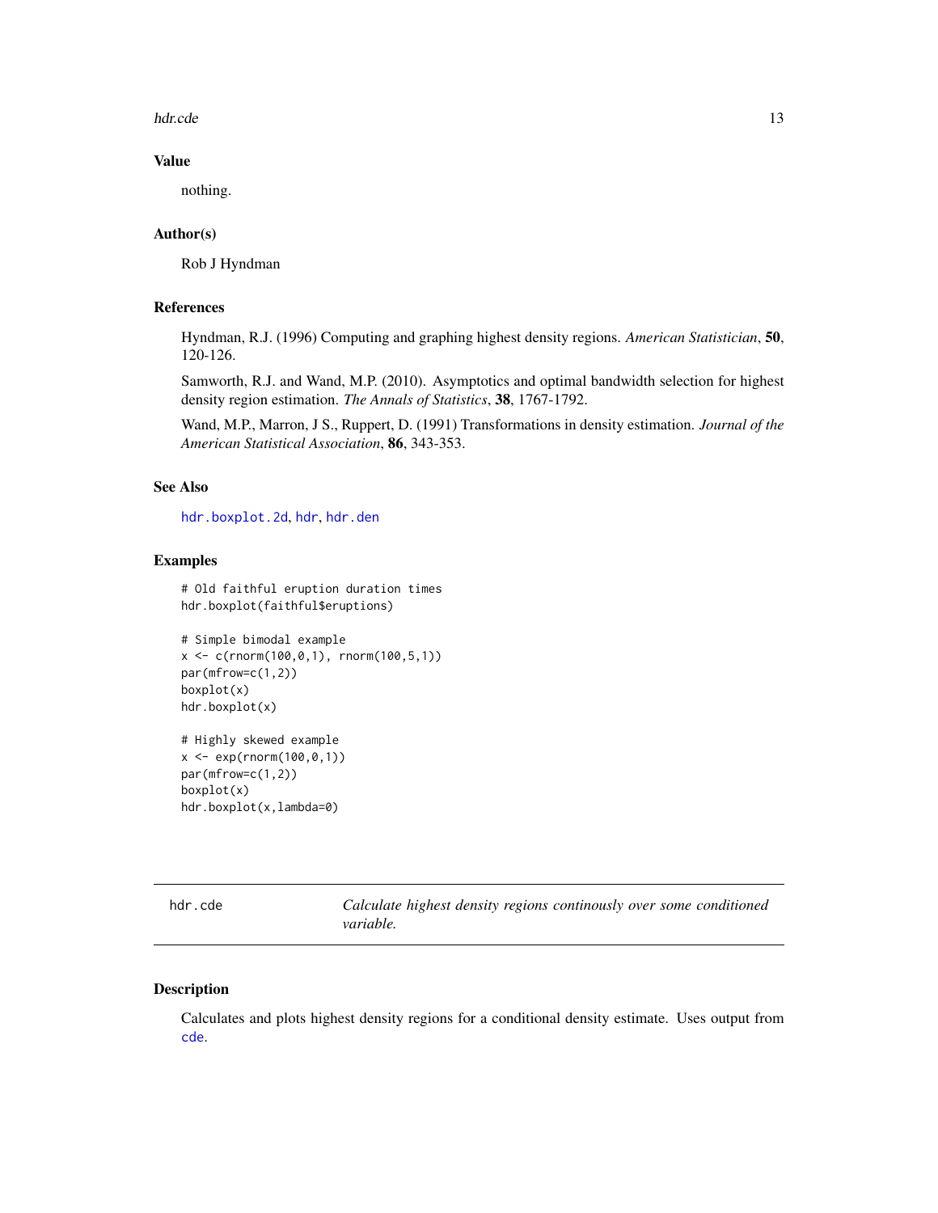### Value

nothing.

### Author(s)

Rob J Hyndman

### References

Hyndman, R.J. (1996) Computing and graphing highest density regions. *American Statistician*, **50**, 120-126.

Samworth, R.J. and Wand, M.P. (2010). Asymptotics and optimal bandwidth selection for highest density region estimation. *The Annals of Statistics*, **38**, 1767-1792.

Wand, M.P., Marron, J S., Ruppert, D. (1991) Transformations in density estimation. *Journal of the American Statistical Association*, **86**, 343-353.

### See Also

`hdr.boxplot.2d`, `hdr`, `hdr.den`

### Examples

```
# Old faithful eruption duration times
hdr.boxplot(faithful$eruptions)

# Simple bimodal example
x <- c(rnorm(100,0,1), rnorm(100,5,1))
par(mfrow=c(1,2))
boxplot(x)
hdr.boxplot(x)

# Highly skewed example
x <- exp(rnorm(100,0,1))
par(mfrow=c(1,2))
boxplot(x)
hdr.boxplot(x,lambda=0)
```

---

## hdr.cde — *Calculate highest density regions continously over some conditioned variable.*

---

### Description

Calculates and plots highest density regions for a conditional density estimate. Uses output from `cde`.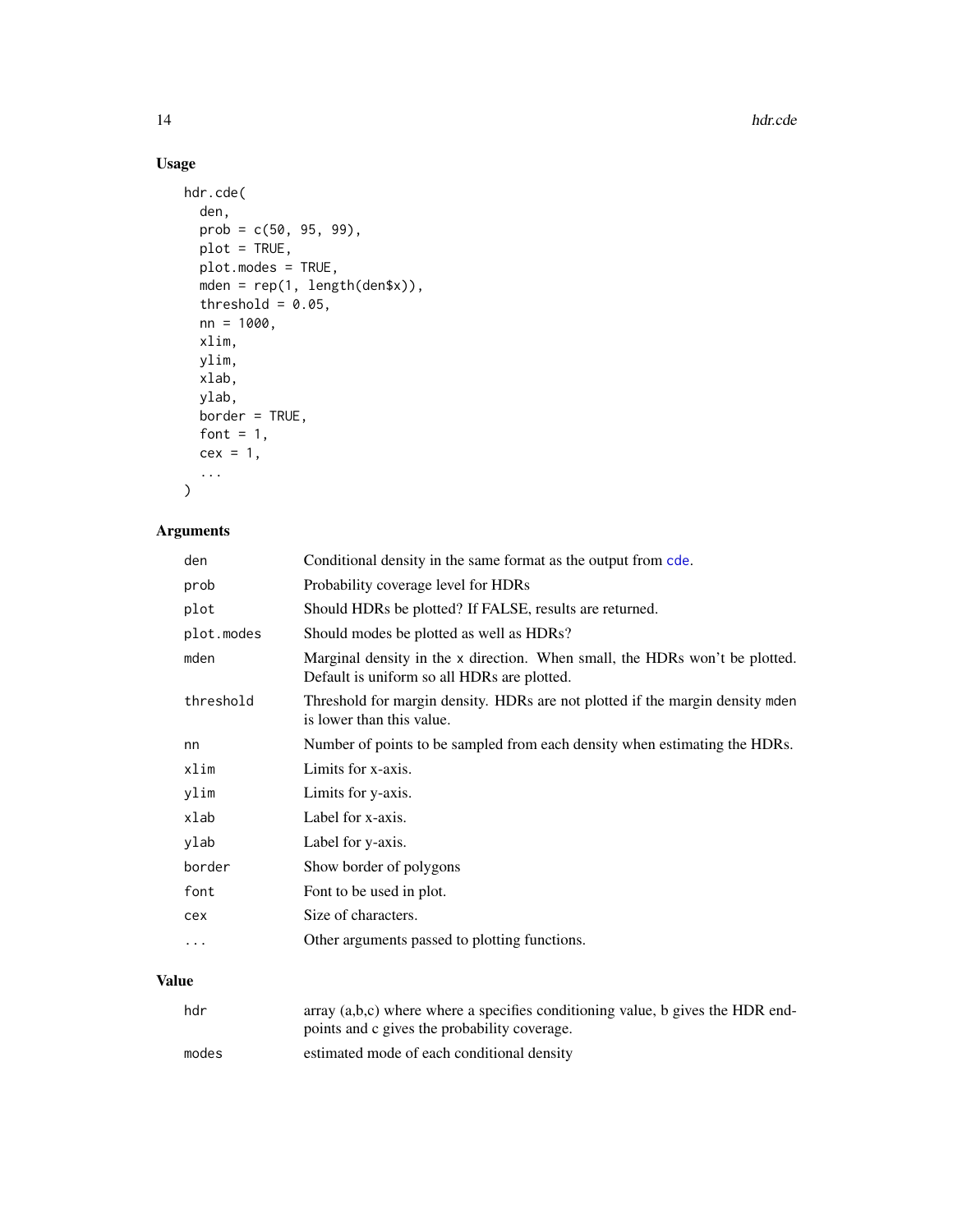## Usage

```
hdr.cde(
  den,
  prob = c(50, 95, 99),
  plot = TRUE,
  plot.modes = TRUE,
  mden = rep(1, length(den$x)),
  threshold = 0.05,
  nn = 1000,
  xlim,
  ylim,
  xlab,
  ylab,
  border = TRUE,
  font = 1,
  cex = 1,
  ...
)
```

## Arguments

| | |
|---|---|
| den | Conditional density in the same format as the output from cde. |
| prob | Probability coverage level for HDRs |
| plot | Should HDRs be plotted? If FALSE, results are returned. |
| plot.modes | Should modes be plotted as well as HDRs? |
| mden | Marginal density in the x direction. When small, the HDRs won't be plotted. Default is uniform so all HDRs are plotted. |
| threshold | Threshold for margin density. HDRs are not plotted if the margin density mden is lower than this value. |
| nn | Number of points to be sampled from each density when estimating the HDRs. |
| xlim | Limits for x-axis. |
| ylim | Limits for y-axis. |
| xlab | Label for x-axis. |
| ylab | Label for y-axis. |
| border | Show border of polygons |
| font | Font to be used in plot. |
| cex | Size of characters. |
| ... | Other arguments passed to plotting functions. |

## Value

| | |
|---|---|
| hdr | array (a,b,c) where where a specifies conditioning value, b gives the HDR endpoints and c gives the probability coverage. |
| modes | estimated mode of each conditional density |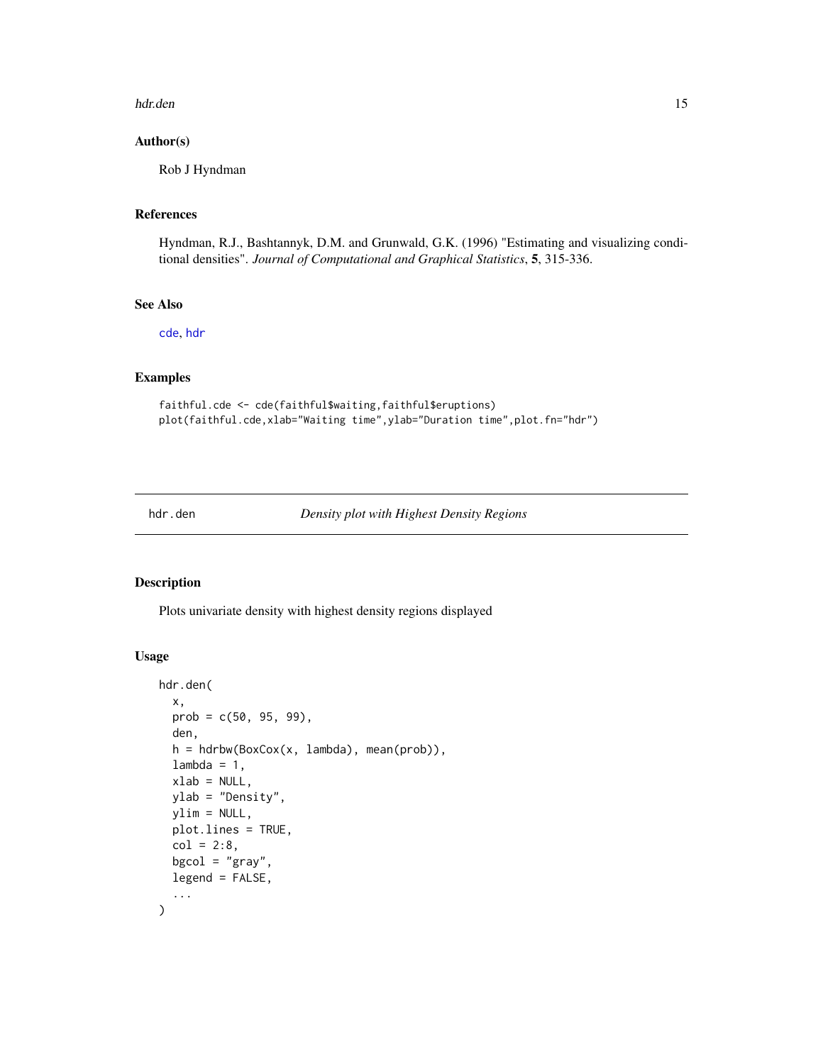## Author(s)

Rob J Hyndman

## References

Hyndman, R.J., Bashtannyk, D.M. and Grunwald, G.K. (1996) "Estimating and visualizing conditional densities". *Journal of Computational and Graphical Statistics*, **5**, 315-336.

## See Also

cde, hdr

## Examples

```
faithful.cde <- cde(faithful$waiting,faithful$eruptions)
plot(faithful.cde,xlab="Waiting time",ylab="Duration time",plot.fn="hdr")
```

---

# hdr.den — *Density plot with Highest Density Regions*

---

## Description

Plots univariate density with highest density regions displayed

## Usage

```
hdr.den(
  x,
  prob = c(50, 95, 99),
  den,
  h = hdrbw(BoxCox(x, lambda), mean(prob)),
  lambda = 1,
  xlab = NULL,
  ylab = "Density",
  ylim = NULL,
  plot.lines = TRUE,
  col = 2:8,
  bgcol = "gray",
  legend = FALSE,
  ...
)
```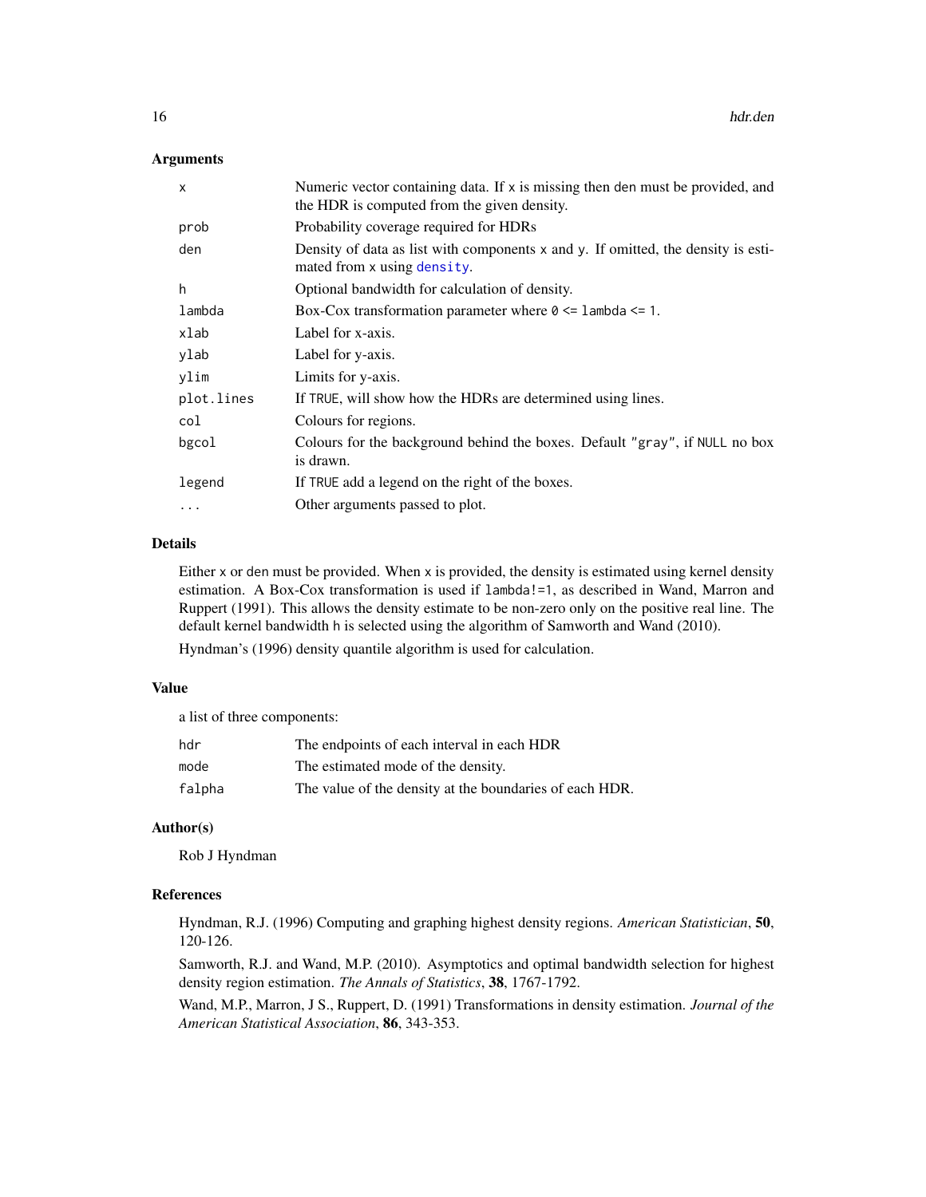### Arguments

| | |
|---|---|
| `x` | Numeric vector containing data. If `x` is missing then `den` must be provided, and the HDR is computed from the given density. |
| `prob` | Probability coverage required for HDRs |
| `den` | Density of data as list with components `x` and `y`. If omitted, the density is estimated from `x` using `density`. |
| `h` | Optional bandwidth for calculation of density. |
| `lambda` | Box-Cox transformation parameter where `0 <= lambda <= 1`. |
| `xlab` | Label for x-axis. |
| `ylab` | Label for y-axis. |
| `ylim` | Limits for y-axis. |
| `plot.lines` | If `TRUE`, will show how the HDRs are determined using lines. |
| `col` | Colours for regions. |
| `bgcol` | Colours for the background behind the boxes. Default `"gray"`, if `NULL` no box is drawn. |
| `legend` | If `TRUE` add a legend on the right of the boxes. |
| `...` | Other arguments passed to plot. |

### Details

Either `x` or `den` must be provided. When `x` is provided, the density is estimated using kernel density estimation. A Box-Cox transformation is used if `lambda!=1`, as described in Wand, Marron and Ruppert (1991). This allows the density estimate to be non-zero only on the positive real line. The default kernel bandwidth `h` is selected using the algorithm of Samworth and Wand (2010).

Hyndman's (1996) density quantile algorithm is used for calculation.

### Value

a list of three components:

| | |
|---|---|
| `hdr` | The endpoints of each interval in each HDR |
| `mode` | The estimated mode of the density. |
| `falpha` | The value of the density at the boundaries of each HDR. |

### Author(s)

Rob J Hyndman

### References

Hyndman, R.J. (1996) Computing and graphing highest density regions. *American Statistician*, **50**, 120-126.

Samworth, R.J. and Wand, M.P. (2010). Asymptotics and optimal bandwidth selection for highest density region estimation. *The Annals of Statistics*, **38**, 1767-1792.

Wand, M.P., Marron, J S., Ruppert, D. (1991) Transformations in density estimation. *Journal of the American Statistical Association*, **86**, 343-353.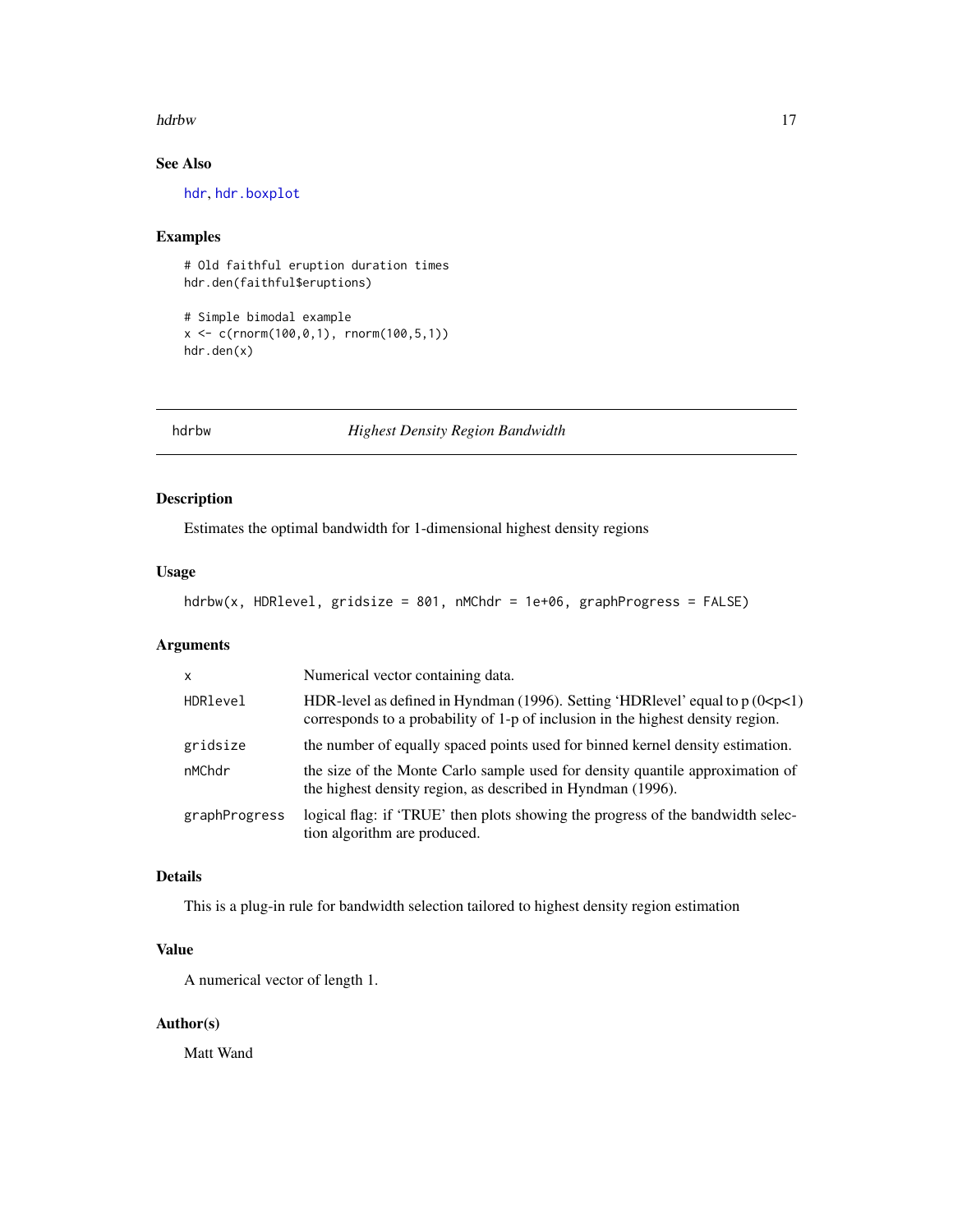## See Also

hdr, hdr.boxplot

## Examples

```
# Old faithful eruption duration times
hdr.den(faithful$eruptions)

# Simple bimodal example
x <- c(rnorm(100,0,1), rnorm(100,5,1))
hdr.den(x)
```

---

# hdrbw — *Highest Density Region Bandwidth*

---

## Description

Estimates the optimal bandwidth for 1-dimensional highest density regions

## Usage

```
hdrbw(x, HDRlevel, gridsize = 801, nMChdr = 1e+06, graphProgress = FALSE)
```

## Arguments

| | |
|---|---|
| x | Numerical vector containing data. |
| HDRlevel | HDR-level as defined in Hyndman (1996). Setting 'HDRlevel' equal to p (0<p<1) corresponds to a probability of 1-p of inclusion in the highest density region. |
| gridsize | the number of equally spaced points used for binned kernel density estimation. |
| nMChdr | the size of the Monte Carlo sample used for density quantile approximation of the highest density region, as described in Hyndman (1996). |
| graphProgress | logical flag: if 'TRUE' then plots showing the progress of the bandwidth selection algorithm are produced. |

## Details

This is a plug-in rule for bandwidth selection tailored to highest density region estimation

## Value

A numerical vector of length 1.

## Author(s)

Matt Wand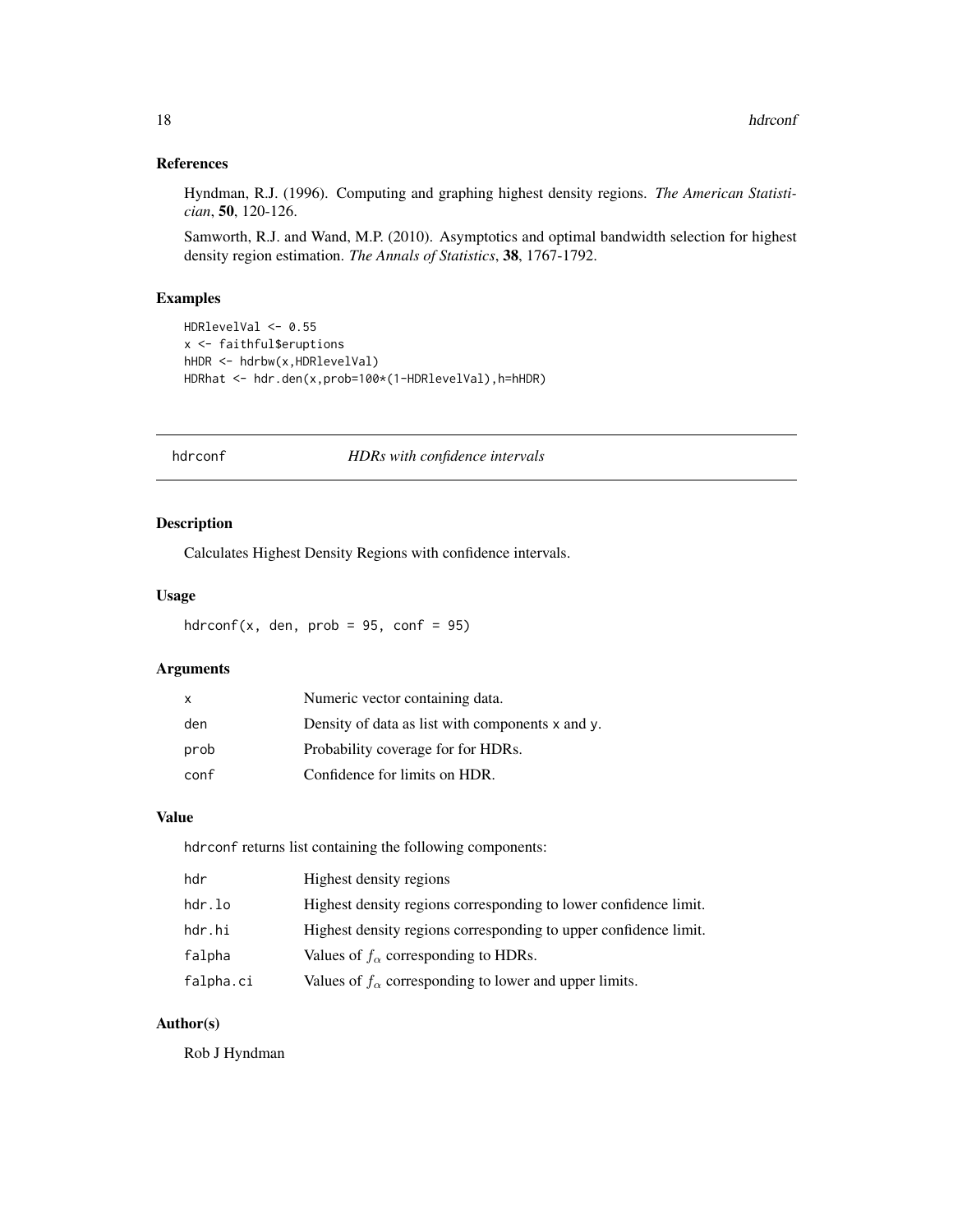### References

Hyndman, R.J. (1996). Computing and graphing highest density regions. *The American Statistician*, **50**, 120-126.

Samworth, R.J. and Wand, M.P. (2010). Asymptotics and optimal bandwidth selection for highest density region estimation. *The Annals of Statistics*, **38**, 1767-1792.

### Examples

```
HDRlevelVal <- 0.55
x <- faithful$eruptions
hHDR <- hdrbw(x,HDRlevelVal)
HDRhat <- hdr.den(x,prob=100*(1-HDRlevelVal),h=hHDR)
```

---

## hdrconf *HDRs with confidence intervals*

---

### Description

Calculates Highest Density Regions with confidence intervals.

### Usage

```
hdrconf(x, den, prob = 95, conf = 95)
```

### Arguments

| | |
|---|---|
| x | Numeric vector containing data. |
| den | Density of data as list with components x and y. |
| prob | Probability coverage for for HDRs. |
| conf | Confidence for limits on HDR. |

### Value

hdrconf returns list containing the following components:

| | |
|---|---|
| hdr | Highest density regions |
| hdr.lo | Highest density regions corresponding to lower confidence limit. |
| hdr.hi | Highest density regions corresponding to upper confidence limit. |
| falpha | Values of $f_\alpha$ corresponding to HDRs. |
| falpha.ci | Values of $f_\alpha$ corresponding to lower and upper limits. |

### Author(s)

Rob J Hyndman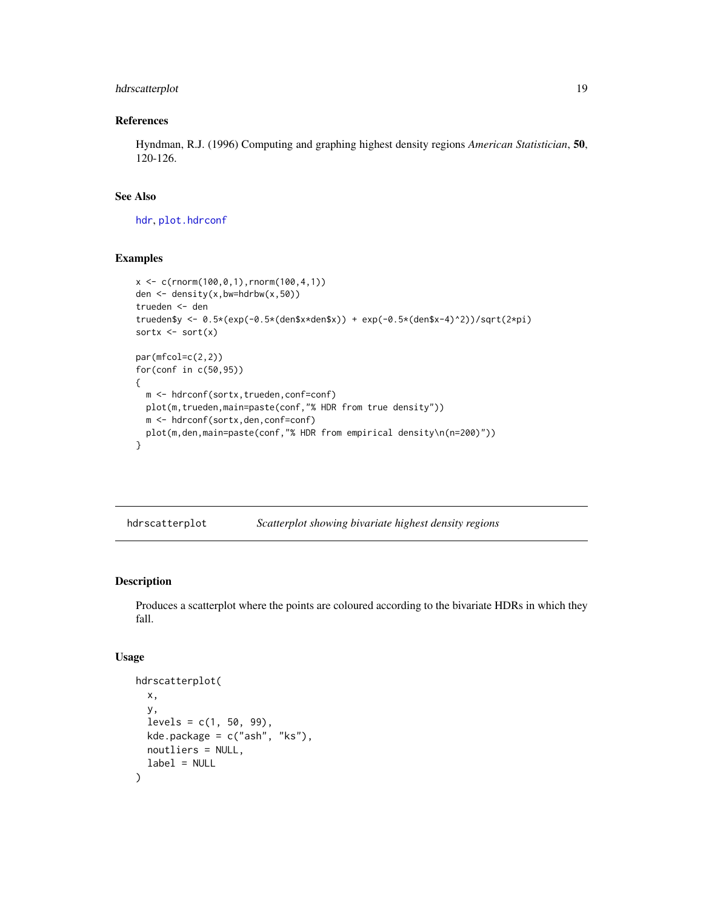### References

Hyndman, R.J. (1996) Computing and graphing highest density regions *American Statistician*, **50**, 120-126.

### See Also

hdr, plot.hdrconf

### Examples

```
x <- c(rnorm(100,0,1),rnorm(100,4,1))
den <- density(x,bw=hdrbw(x,50))
trueden <- den
trueden$y <- 0.5*(exp(-0.5*(den$x*den$x)) + exp(-0.5*(den$x-4)^2))/sqrt(2*pi)
sortx <- sort(x)

par(mfcol=c(2,2))
for(conf in c(50,95))
{
  m <- hdrconf(sortx,trueden,conf=conf)
  plot(m,trueden,main=paste(conf,"% HDR from true density"))
  m <- hdrconf(sortx,den,conf=conf)
  plot(m,den,main=paste(conf,"% HDR from empirical density\n(n=200)"))
}
```

---

## hdrscatterplot — *Scatterplot showing bivariate highest density regions*

---

### Description

Produces a scatterplot where the points are coloured according to the bivariate HDRs in which they fall.

### Usage

```
hdrscatterplot(
  x,
  y,
  levels = c(1, 50, 99),
  kde.package = c("ash", "ks"),
  noutliers = NULL,
  label = NULL
)
```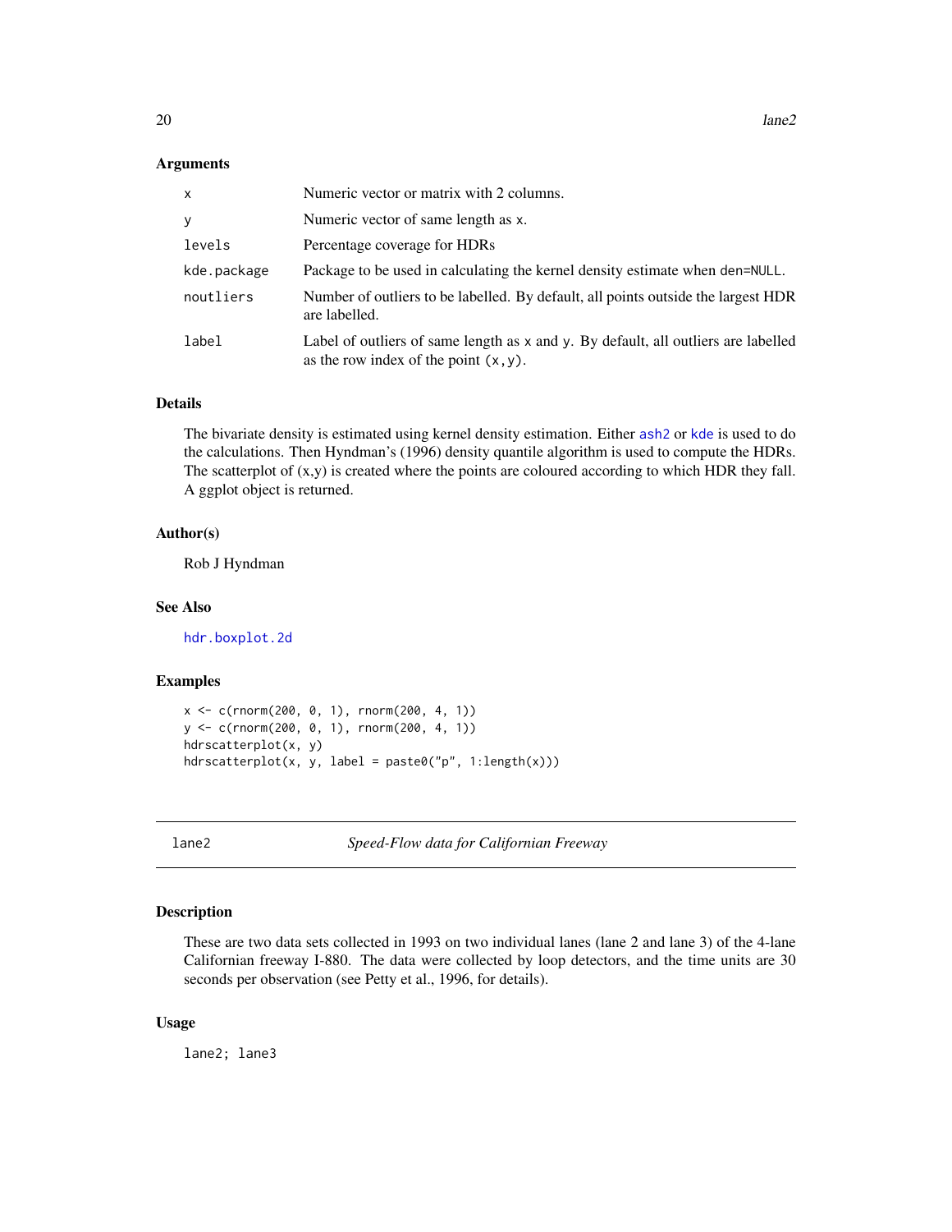### Arguments

| | |
|---|---|
| `x` | Numeric vector or matrix with 2 columns. |
| `y` | Numeric vector of same length as `x`. |
| `levels` | Percentage coverage for HDRs |
| `kde.package` | Package to be used in calculating the kernel density estimate when `den=NULL`. |
| `noutliers` | Number of outliers to be labelled. By default, all points outside the largest HDR are labelled. |
| `label` | Label of outliers of same length as `x` and `y`. By default, all outliers are labelled as the row index of the point `(x,y)`. |

### Details

The bivariate density is estimated using kernel density estimation. Either `ash2` or `kde` is used to do the calculations. Then Hyndman's (1996) density quantile algorithm is used to compute the HDRs. The scatterplot of (x,y) is created where the points are coloured according to which HDR they fall. A ggplot object is returned.

### Author(s)

Rob J Hyndman

### See Also

`hdr.boxplot.2d`

### Examples

```
x <- c(rnorm(200, 0, 1), rnorm(200, 4, 1))
y <- c(rnorm(200, 0, 1), rnorm(200, 4, 1))
hdrscatterplot(x, y)
hdrscatterplot(x, y, label = paste0("p", 1:length(x)))
```

---

## lane2 — *Speed-Flow data for Californian Freeway*

### Description

These are two data sets collected in 1993 on two individual lanes (lane 2 and lane 3) of the 4-lane Californian freeway I-880. The data were collected by loop detectors, and the time units are 30 seconds per observation (see Petty et al., 1996, for details).

### Usage

```
lane2; lane3
```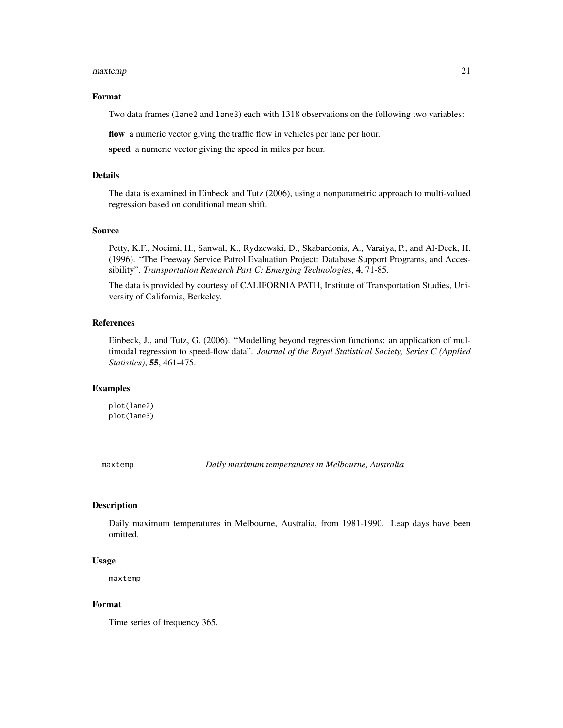### Format

Two data frames (lane2 and lane3) each with 1318 observations on the following two variables:

**flow** a numeric vector giving the traffic flow in vehicles per lane per hour.

**speed** a numeric vector giving the speed in miles per hour.

### Details

The data is examined in Einbeck and Tutz (2006), using a nonparametric approach to multi-valued regression based on conditional mean shift.

### Source

Petty, K.F., Noeimi, H., Sanwal, K., Rydzewski, D., Skabardonis, A., Varaiya, P., and Al-Deek, H. (1996). "The Freeway Service Patrol Evaluation Project: Database Support Programs, and Accessibility". *Transportation Research Part C: Emerging Technologies*, **4**, 71-85.

The data is provided by courtesy of CALIFORNIA PATH, Institute of Transportation Studies, University of California, Berkeley.

### References

Einbeck, J., and Tutz, G. (2006). "Modelling beyond regression functions: an application of multimodal regression to speed-flow data". *Journal of the Royal Statistical Society, Series C (Applied Statistics)*, **55**, 461-475.

### Examples

```
plot(lane2)
plot(lane3)
```

---

## maxtemp *Daily maximum temperatures in Melbourne, Australia*

### Description

Daily maximum temperatures in Melbourne, Australia, from 1981-1990. Leap days have been omitted.

### Usage

```
maxtemp
```

### Format

Time series of frequency 365.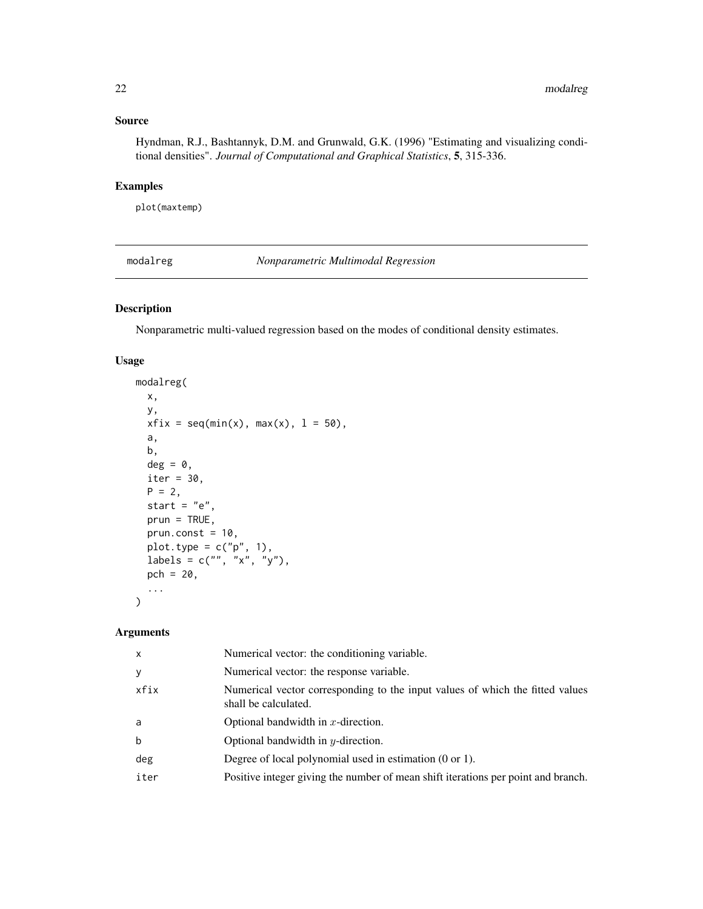### Source

Hyndman, R.J., Bashtannyk, D.M. and Grunwald, G.K. (1996) "Estimating and visualizing conditional densities". *Journal of Computational and Graphical Statistics*, **5**, 315-336.

### Examples

```
plot(maxtemp)
```

---

## modalreg — *Nonparametric Multimodal Regression*

### Description

Nonparametric multi-valued regression based on the modes of conditional density estimates.

### Usage

```
modalreg(
  x,
  y,
  xfix = seq(min(x), max(x), l = 50),
  a,
  b,
  deg = 0,
  iter = 30,
  P = 2,
  start = "e",
  prun = TRUE,
  prun.const = 10,
  plot.type = c("p", 1),
  labels = c("", "x", "y"),
  pch = 20,
  ...
)
```

### Arguments

| | |
|---|---|
| x | Numerical vector: the conditioning variable. |
| y | Numerical vector: the response variable. |
| xfix | Numerical vector corresponding to the input values of which the fitted values shall be calculated. |
| a | Optional bandwidth in $x$-direction. |
| b | Optional bandwidth in $y$-direction. |
| deg | Degree of local polynomial used in estimation (0 or 1). |
| iter | Positive integer giving the number of mean shift iterations per point and branch. |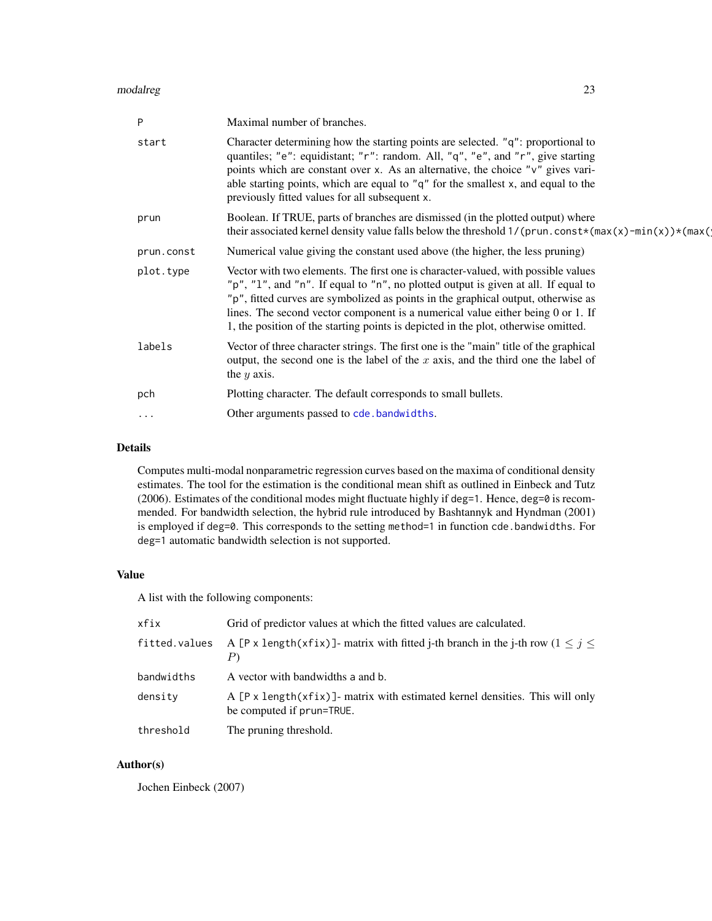| | |
|---|---|
| P | Maximal number of branches. |
| start | Character determining how the starting points are selected. "q": proportional to quantiles; "e": equidistant; "r": random. All, "q", "e", and "r", give starting points which are constant over x. As an alternative, the choice "v" gives variable starting points, which are equal to "q" for the smallest x, and equal to the previously fitted values for all subsequent x. |
| prun | Boolean. If TRUE, parts of branches are dismissed (in the plotted output) where their associated kernel density value falls below the threshold 1/(prun.const*(max(x)-min(x))*(max(y |
| prun.const | Numerical value giving the constant used above (the higher, the less pruning) |
| plot.type | Vector with two elements. The first one is character-valued, with possible values "p", "l", and "n". If equal to "n", no plotted output is given at all. If equal to "p", fitted curves are symbolized as points in the graphical output, otherwise as lines. The second vector component is a numerical value either being 0 or 1. If 1, the position of the starting points is depicted in the plot, otherwise omitted. |
| labels | Vector of three character strings. The first one is the "main" title of the graphical output, the second one is the label of the $x$ axis, and the third one the label of the $y$ axis. |
| pch | Plotting character. The default corresponds to small bullets. |
| ... | Other arguments passed to cde.bandwidths. |

## Details

Computes multi-modal nonparametric regression curves based on the maxima of conditional density estimates. The tool for the estimation is the conditional mean shift as outlined in Einbeck and Tutz (2006). Estimates of the conditional modes might fluctuate highly if deg=1. Hence, deg=0 is recommended. For bandwidth selection, the hybrid rule introduced by Bashtannyk and Hyndman (2001) is employed if deg=0. This corresponds to the setting method=1 in function cde.bandwidths. For deg=1 automatic bandwidth selection is not supported.

## Value

A list with the following components:

| | |
|---|---|
| xfix | Grid of predictor values at which the fitted values are calculated. |
| fitted.values | A [P x length(xfix)]- matrix with fitted j-th branch in the j-th row ($1 \leq j \leq P$) |
| bandwidths | A vector with bandwidths a and b. |
| density | A [P x length(xfix)]- matrix with estimated kernel densities. This will only be computed if prun=TRUE. |
| threshold | The pruning threshold. |

## Author(s)

Jochen Einbeck (2007)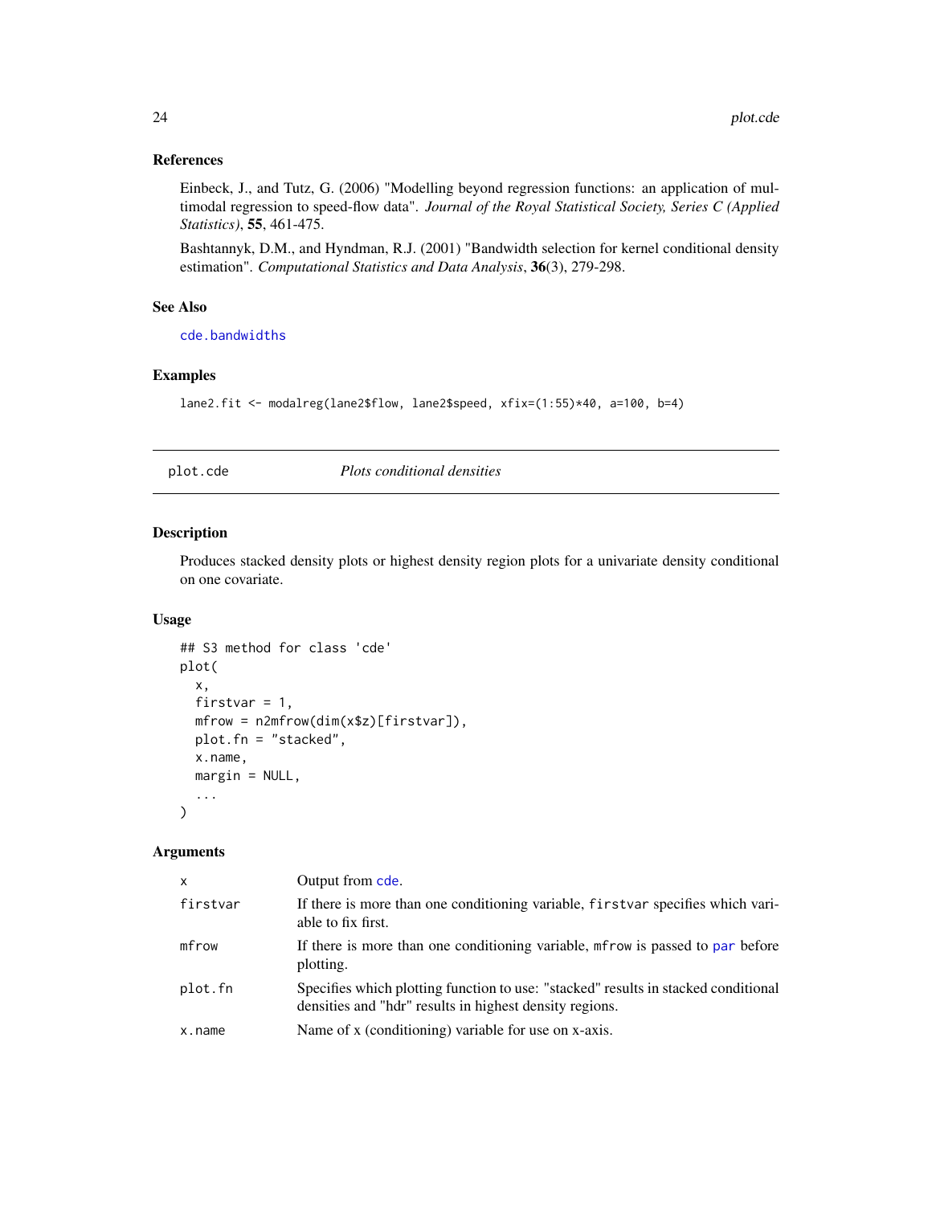### References

Einbeck, J., and Tutz, G. (2006) "Modelling beyond regression functions: an application of multimodal regression to speed-flow data". *Journal of the Royal Statistical Society, Series C (Applied Statistics)*, **55**, 461-475.

Bashtannyk, D.M., and Hyndman, R.J. (2001) "Bandwidth selection for kernel conditional density estimation". *Computational Statistics and Data Analysis*, **36**(3), 279-298.

### See Also

`cde.bandwidths`

### Examples

```
lane2.fit <- modalreg(lane2$flow, lane2$speed, xfix=(1:55)*40, a=100, b=4)
```

---

## plot.cde — *Plots conditional densities*

### Description

Produces stacked density plots or highest density region plots for a univariate density conditional on one covariate.

### Usage

```
## S3 method for class 'cde'
plot(
  x,
  firstvar = 1,
  mfrow = n2mfrow(dim(x$z)[firstvar]),
  plot.fn = "stacked",
  x.name,
  margin = NULL,
  ...
)
```

### Arguments

| | |
|---|---|
| `x` | Output from `cde`. |
| `firstvar` | If there is more than one conditioning variable, `firstvar` specifies which variable to fix first. |
| `mfrow` | If there is more than one conditioning variable, `mfrow` is passed to `par` before plotting. |
| `plot.fn` | Specifies which plotting function to use: "stacked" results in stacked conditional densities and "hdr" results in highest density regions. |
| `x.name` | Name of x (conditioning) variable for use on x-axis. |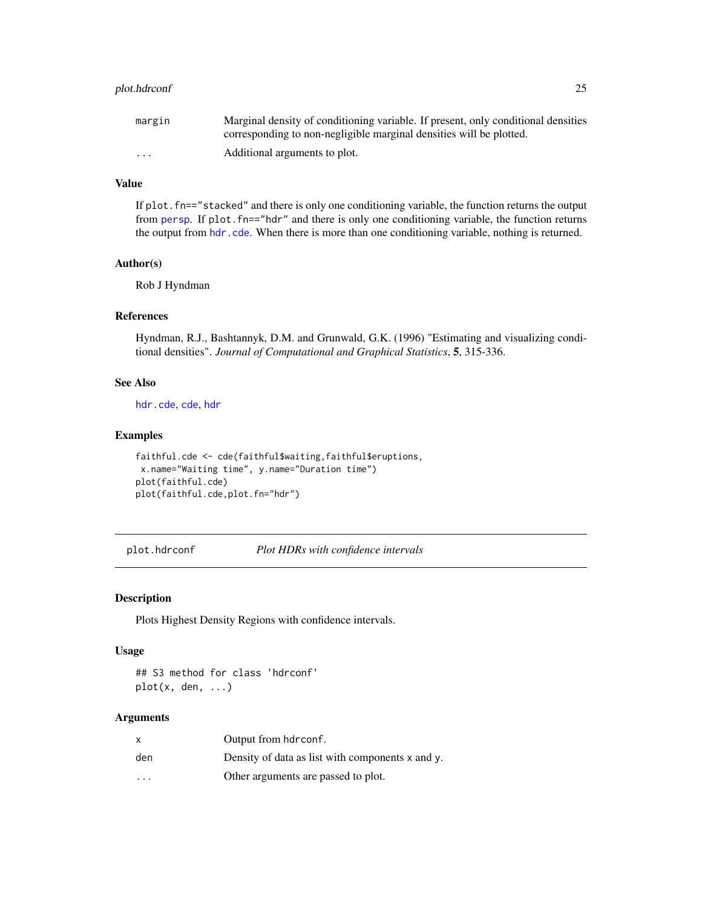| | |
|---|---|
| margin | Marginal density of conditioning variable. If present, only conditional densities corresponding to non-negligible marginal densities will be plotted. |
| ... | Additional arguments to plot. |

### Value

If `plot.fn=="stacked"` and there is only one conditioning variable, the function returns the output from `persp`. If `plot.fn=="hdr"` and there is only one conditioning variable, the function returns the output from `hdr.cde`. When there is more than one conditioning variable, nothing is returned.

### Author(s)

Rob J Hyndman

### References

Hyndman, R.J., Bashtannyk, D.M. and Grunwald, G.K. (1996) "Estimating and visualizing conditional densities". *Journal of Computational and Graphical Statistics*, **5**, 315-336.

### See Also

`hdr.cde`, `cde`, `hdr`

### Examples

```
faithful.cde <- cde(faithful$waiting,faithful$eruptions,
 x.name="Waiting time", y.name="Duration time")
plot(faithful.cde)
plot(faithful.cde,plot.fn="hdr")
```

---

## plot.hdrconf — *Plot HDRs with confidence intervals*

---

### Description

Plots Highest Density Regions with confidence intervals.

### Usage

```
## S3 method for class 'hdrconf'
plot(x, den, ...)
```

### Arguments

| | |
|---|---|
| x | Output from `hdrconf`. |
| den | Density of data as list with components `x` and `y`. |
| ... | Other arguments are passed to plot. |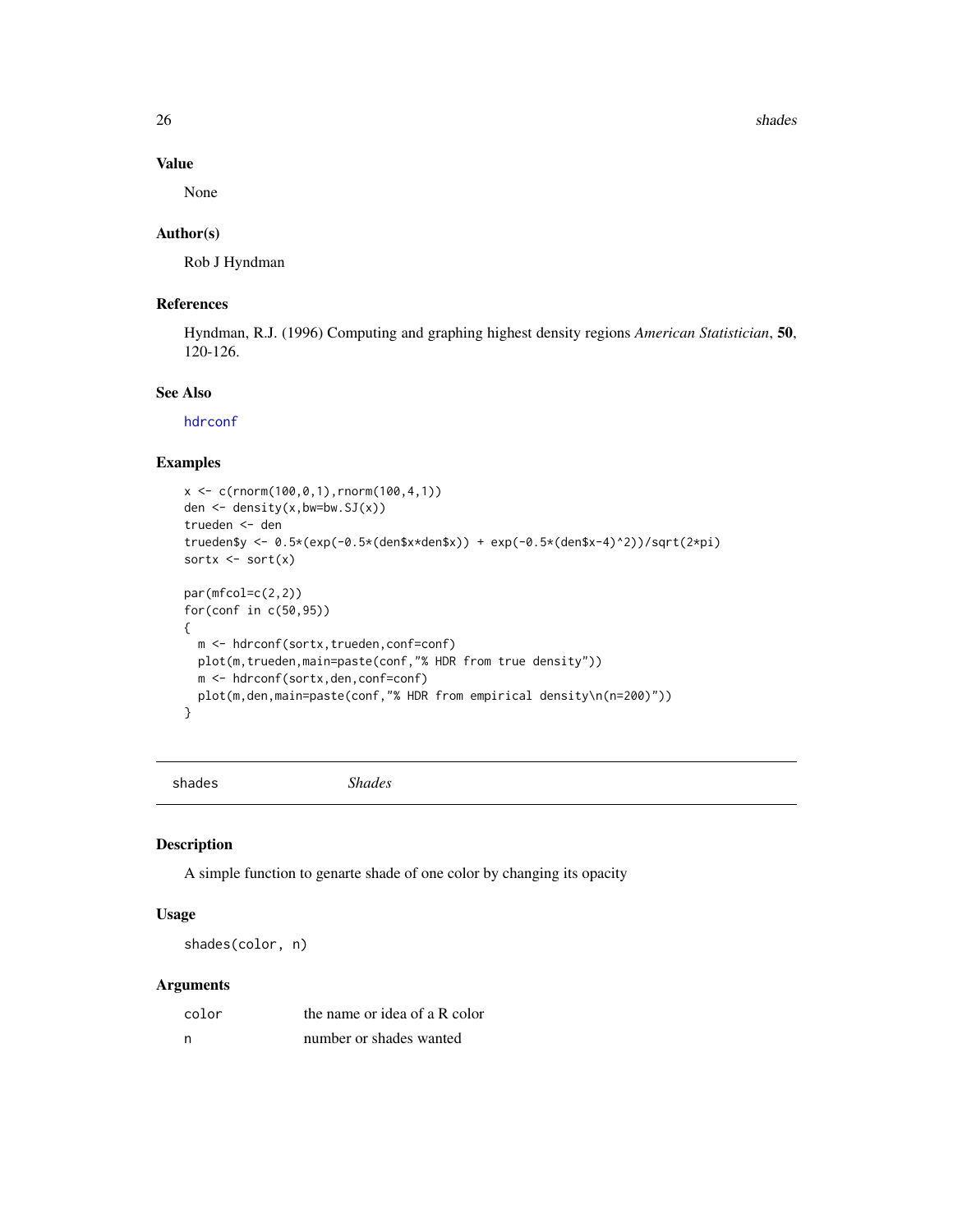### Value

None

### Author(s)

Rob J Hyndman

### References

Hyndman, R.J. (1996) Computing and graphing highest density regions *American Statistician*, **50**, 120-126.

### See Also

hdrconf

### Examples

```
x <- c(rnorm(100,0,1),rnorm(100,4,1))
den <- density(x,bw=bw.SJ(x))
trueden <- den
trueden$y <- 0.5*(exp(-0.5*(den$x*den$x)) + exp(-0.5*(den$x-4)^2))/sqrt(2*pi)
sortx <- sort(x)

par(mfcol=c(2,2))
for(conf in c(50,95))
{
  m <- hdrconf(sortx,trueden,conf=conf)
  plot(m,trueden,main=paste(conf,"% HDR from true density"))
  m <- hdrconf(sortx,den,conf=conf)
  plot(m,den,main=paste(conf,"% HDR from empirical density\n(n=200)"))
}
```

---

## shades *Shades*

### Description

A simple function to genarte shade of one color by changing its opacity

### Usage

```
shades(color, n)
```

### Arguments

| | |
|---|---|
| color | the name or idea of a R color |
| n | number or shades wanted |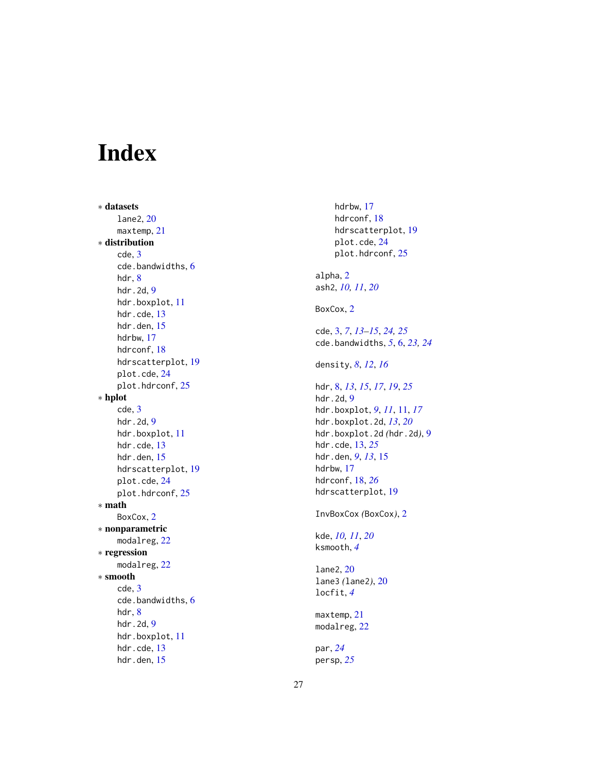# Index

∗ **datasets**
  lane2, 20
  maxtemp, 21

∗ **distribution**
  cde, 3
  cde.bandwidths, 6
  hdr, 8
  hdr.2d, 9
  hdr.boxplot, 11
  hdr.cde, 13
  hdr.den, 15
  hdrbw, 17
  hdrconf, 18
  hdrscatterplot, 19
  plot.cde, 24
  plot.hdrconf, 25

∗ **hplot**
  cde, 3
  hdr.2d, 9
  hdr.boxplot, 11
  hdr.cde, 13
  hdr.den, 15
  hdrscatterplot, 19
  plot.cde, 24
  plot.hdrconf, 25

∗ **math**
  BoxCox, 2

∗ **nonparametric**
  modalreg, 22

∗ **regression**
  modalreg, 22

∗ **smooth**
  cde, 3
  cde.bandwidths, 6
  hdr, 8
  hdr.2d, 9
  hdr.boxplot, 11
  hdr.cde, 13
  hdr.den, 15
  hdrbw, 17
  hdrconf, 18
  hdrscatterplot, 19
  plot.cde, 24
  plot.hdrconf, 25

alpha, 2
ash2, *10, 11*, *20*

BoxCox, 2

cde, 3, *7*, *13–15*, *24, 25*
cde.bandwidths, *5*, 6, *23, 24*

density, *8*, *12*, *16*

hdr, 8, *13*, *15*, *17*, *19*, *25*
hdr.2d, 9
hdr.boxplot, *9*, *11*, 11, *17*
hdr.boxplot.2d, *13*, *20*
hdr.boxplot.2d *(*hdr.2d*)*, 9
hdr.cde, 13, *25*
hdr.den, *9*, *13*, 15
hdrbw, 17
hdrconf, 18, *26*
hdrscatterplot, 19

InvBoxCox *(*BoxCox*)*, 2

kde, *10, 11*, *20*
ksmooth, *4*

lane2, 20
lane3 *(*lane2*)*, 20
locfit, *4*

maxtemp, 21
modalreg, 22

par, *24*
persp, *25*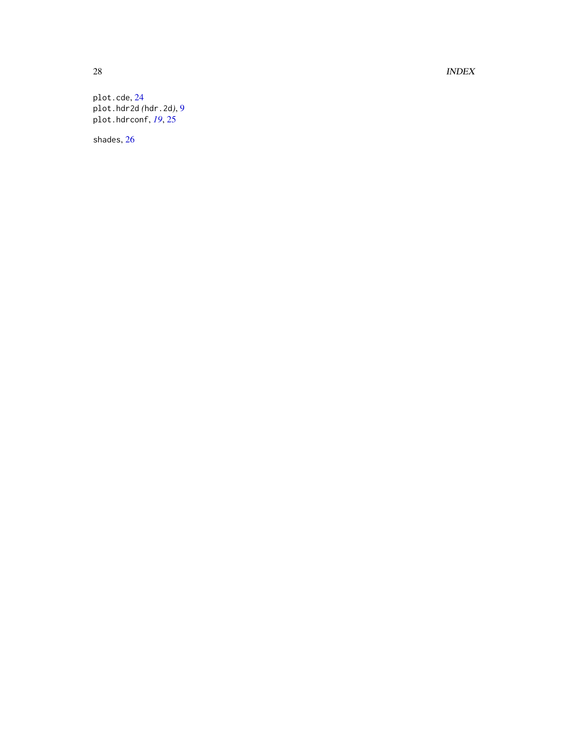plot.cde, 24
plot.hdr2d (hdr.2d), 9
plot.hdrconf, *19*, 25

shades, 26